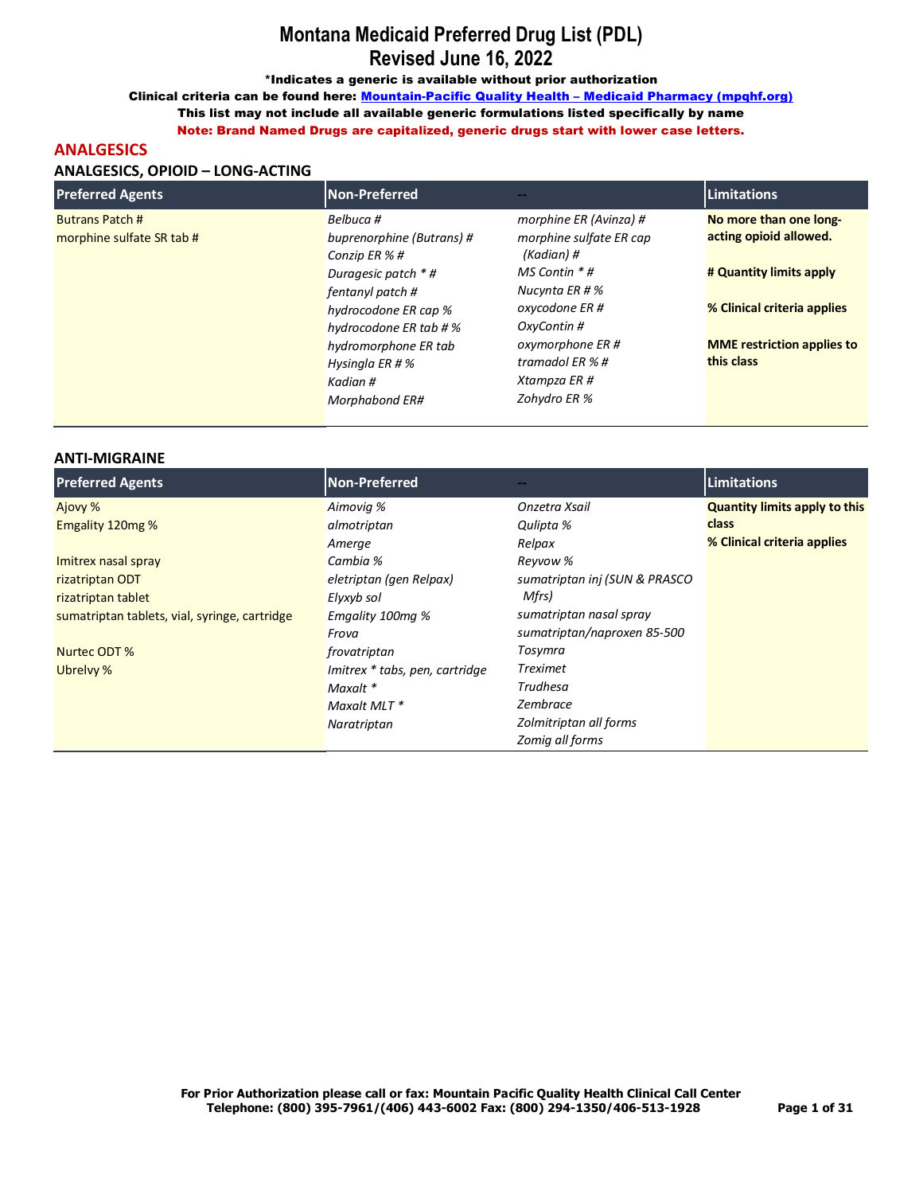# Montana Medicaid Preferred Drug List (PDL)
# Revised June 16, 2022

**\*Indicates a generic is available without prior authorization**

**Clinical criteria can be found here: [Mountain-Pacific Quality Health – Medicaid Pharmacy (mpqhf.org)]()**

**This list may not include all available generic formulations listed specifically by name**

**Note: Brand Named Drugs are capitalized, generic drugs start with lower case letters.**

## ANALGESICS

### ANALGESICS, OPIOID – LONG-ACTING

| Preferred Agents | Non-Preferred | -- | Limitations |
|---|---|---|---|
| Butrans Patch # | *Belbuca #* | *morphine ER (Avinza) #* | **No more than one long-acting opioid allowed.** |
| morphine sulfate SR tab # | *buprenorphine (Butrans) #* | *morphine sulfate ER cap (Kadian) #* | |
| | *Conzip ER % #* | *MS Contin \* #* | **# Quantity limits apply** |
| | *Duragesic patch \* #* | *Nucynta ER # %* | |
| | *fentanyl patch #* | *oxycodone ER #* | **% Clinical criteria applies** |
| | *hydrocodone ER cap %* | *OxyContin #* | |
| | *hydrocodone ER tab # %* | *oxymorphone ER #* | **MME restriction applies to this class** |
| | *hydromorphone ER tab* | *tramadol ER % #* | |
| | *Hysingla ER # %* | *Xtampza ER #* | |
| | *Kadian #* | *Zohydro ER %* | |
| | *Morphabond ER#* | | |

### ANTI-MIGRAINE

| Preferred Agents | Non-Preferred | -- | Limitations |
|---|---|---|---|
| Ajovy % | *Aimovig %* | *Onzetra Xsail* | **Quantity limits apply to this class** |
| Emgality 120mg % | *almotriptan* | *Qulipta %* | **% Clinical criteria applies** |
| | *Amerge* | *Relpax* | |
| Imitrex nasal spray | *Cambia %* | *Reyvow %* | |
| rizatriptan ODT | *eletriptan (gen Relpax)* | *sumatriptan inj (SUN & PRASCO Mfrs)* | |
| rizatriptan tablet | *Elyxyb sol* | | |
| sumatriptan tablets, vial, syringe, cartridge | *Emgality 100mg %* | *sumatriptan nasal spray* | |
| | *Frova* | *sumatriptan/naproxen 85-500* | |
| Nurtec ODT % | *frovatriptan* | *Tosymra* | |
| Ubrelvy % | *Imitrex \* tabs, pen, cartridge* | *Treximet* | |
| | *Maxalt \** | *Trudhesa* | |
| | *Maxalt MLT \** | *Zembrace* | |
| | *Naratriptan* | *Zolmitriptan all forms* | |
| | | *Zomig all forms* | |

**For Prior Authorization please call or fax: Mountain Pacific Quality Health Clinical Call Center**
**Telephone: (800) 395-7961/(406) 443-6002 Fax: (800) 294-1350/406-513-1928**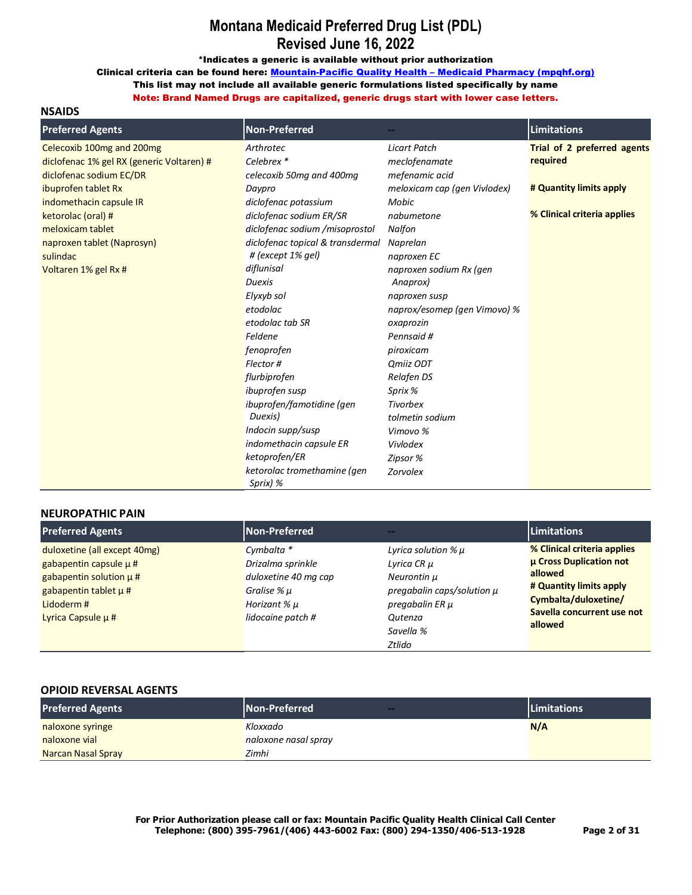# Montana Medicaid Preferred Drug List (PDL)
# Revised June 16, 2022

**\*Indicates a generic is available without prior authorization**

**Clinical criteria can be found here: Mountain-Pacific Quality Health – Medicaid Pharmacy (mpqhf.org)**

**This list may not include all available generic formulations listed specifically by name**

**Note: Brand Named Drugs are capitalized, generic drugs start with lower case letters.**

## NSAIDS

| Preferred Agents | Non-Preferred | -- | Limitations |
|---|---|---|---|
| Celecoxib 100mg and 200mg | *Arthrotec* | *Licart Patch* | **Trial of 2 preferred agents required** |
| diclofenac 1% gel RX (generic Voltaren) # | *Celebrex \** | *meclofenamate* | |
| diclofenac sodium EC/DR | *celecoxib 50mg and 400mg* | *mefenamic acid* | **# Quantity limits apply** |
| ibuprofen tablet Rx | *Daypro* | *meloxicam cap (gen Vivlodex)* | |
| indomethacin capsule IR | *diclofenac potassium* | *Mobic* | **% Clinical criteria applies** |
| ketorolac (oral) # | *diclofenac sodium ER/SR* | *nabumetone* | |
| meloxicam tablet | *diclofenac sodium /misoprostol* | *Nalfon* | |
| naproxen tablet (Naprosyn) | *diclofenac topical & transdermal # (except 1% gel)* | *Naprelan* | |
| sulindac | | *naproxen EC* | |
| Voltaren 1% gel Rx # | *diflunisal* | *naproxen sodium Rx (gen Anaprox)* | |
| | *Duexis* | | |
| | *Elyxyb sol* | *naproxen susp* | |
| | *etodolac* | *naprox/esomep (gen Vimovo) %* | |
| | *etodolac tab SR* | *oxaprozin* | |
| | *Feldene* | *Pennsaid #* | |
| | *fenoprofen* | *piroxicam* | |
| | *Flector #* | *Qmiiz ODT* | |
| | *flurbiprofen* | *Relafen DS* | |
| | *ibuprofen susp* | *Sprix %* | |
| | *ibuprofen/famotidine (gen Duexis)* | *Tivorbex* | |
| | | *tolmetin sodium* | |
| | *Indocin supp/susp* | *Vimovo %* | |
| | *indomethacin capsule ER* | *Vivlodex* | |
| | *ketoprofen/ER* | *Zipsor %* | |
| | *ketorolac tromethamine (gen Sprix) %* | *Zorvolex* | |

## NEUROPATHIC PAIN

| Preferred Agents | Non-Preferred | -- | Limitations |
|---|---|---|---|
| duloxetine (all except 40mg) | *Cymbalta \** | *Lyrica solution % µ* | **% Clinical criteria applies** |
| gabapentin capsule µ # | *Drizalma sprinkle* | *Lyrica CR µ* | **µ Cross Duplication not allowed** |
| gabapentin solution µ # | *duloxetine 40 mg cap* | *Neurontin µ* | |
| gabapentin tablet µ # | *Gralise % µ* | *pregabalin caps/solution µ* | **# Quantity limits apply** |
| Lidoderm # | *Horizant % µ* | *pregabalin ER µ* | **Cymbalta/duloxetine/ Savella concurrent use not allowed** |
| Lyrica Capsule µ # | *lidocaine patch #* | *Qutenza* | |
| | | *Savella %* | |
| | | *Ztlido* | |

## OPIOID REVERSAL AGENTS

| Preferred Agents | Non-Preferred | -- | Limitations |
|---|---|---|---|
| naloxone syringe | *Kloxxado* | | **N/A** |
| naloxone vial | *naloxone nasal spray* | | |
| Narcan Nasal Spray | *Zimhi* | | |

**For Prior Authorization please call or fax: Mountain Pacific Quality Health Clinical Call Center**
**Telephone: (800) 395-7961/(406) 443-6002 Fax: (800) 294-1350/406-513-1928**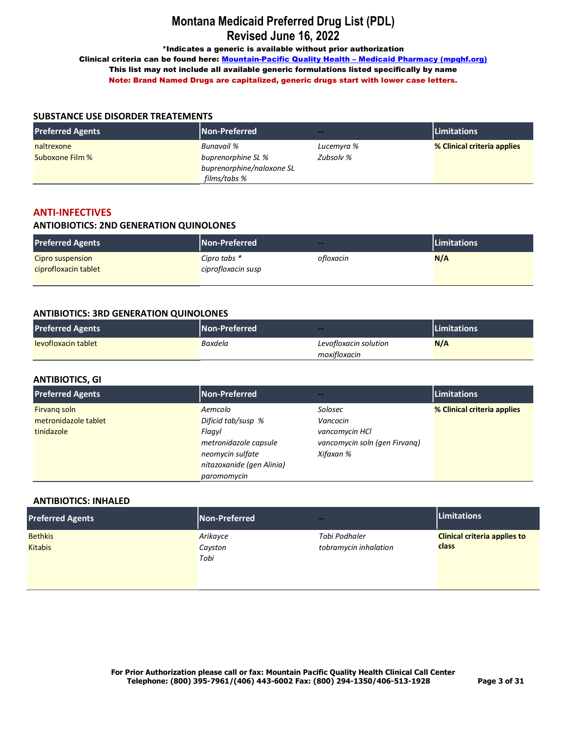# Montana Medicaid Preferred Drug List (PDL)
## Revised June 16, 2022

**\*Indicates a generic is available without prior authorization**

**Clinical criteria can be found here: Mountain-Pacific Quality Health – Medicaid Pharmacy (mpqhf.org)**

**This list may not include all available generic formulations listed specifically by name**

**Note: Brand Named Drugs are capitalized, generic drugs start with lower case letters.**

### SUBSTANCE USE DISORDER TREATEMENTS

| Preferred Agents | Non-Preferred | -- | Limitations |
|---|---|---|---|
| naltrexone<br>Suboxone Film % | *Bunavail %*<br>*buprenorphine SL %*<br>*buprenorphine/naloxone SL films/tabs %* | *Lucemyra %*<br>*Zubsolv %* | **% Clinical criteria applies** |

## ANTI-INFECTIVES

### ANTIBIOTICS: 2ND GENERATION QUINOLONES

| Preferred Agents | Non-Preferred | -- | Limitations |
|---|---|---|---|
| Cipro suspension<br>ciprofloxacin tablet | *Cipro tabs \**<br>*ciprofloxacin susp* | *ofloxacin* | **N/A** |

### ANTIBIOTICS: 3RD GENERATION QUINOLONES

| Preferred Agents | Non-Preferred | -- | Limitations |
|---|---|---|---|
| levofloxacin tablet | *Baxdela* | *Levofloxacin solution*<br>*moxifloxacin* | **N/A** |

### ANTIBIOTICS, GI

| Preferred Agents | Non-Preferred | -- | Limitations |
|---|---|---|---|
| Firvanq soln<br>metronidazole tablet<br>tinidazole | *Aemcolo*<br>*Dificid tab/susp %*<br>*Flagyl*<br>*metronidazole capsule*<br>*neomycin sulfate*<br>*nitazoxanide (gen Alinia)*<br>*paromomycin* | *Solosec*<br>*Vancocin*<br>*vancomycin HCl*<br>*vancomycin soln (gen Firvanq)*<br>*Xifaxan %* | **% Clinical criteria applies** |

### ANTIBIOTICS: INHALED

| Preferred Agents | Non-Preferred | -- | Limitations |
|---|---|---|---|
| Bethkis<br>Kitabis | *Arikayce*<br>*Cayston*<br>*Tobi* | *Tobi Podhaler*<br>*tobramycin inhalation* | **Clinical criteria applies to class** |

**For Prior Authorization please call or fax: Mountain Pacific Quality Health Clinical Call Center**
**Telephone: (800) 395-7961/(406) 443-6002 Fax: (800) 294-1350/406-513-1928**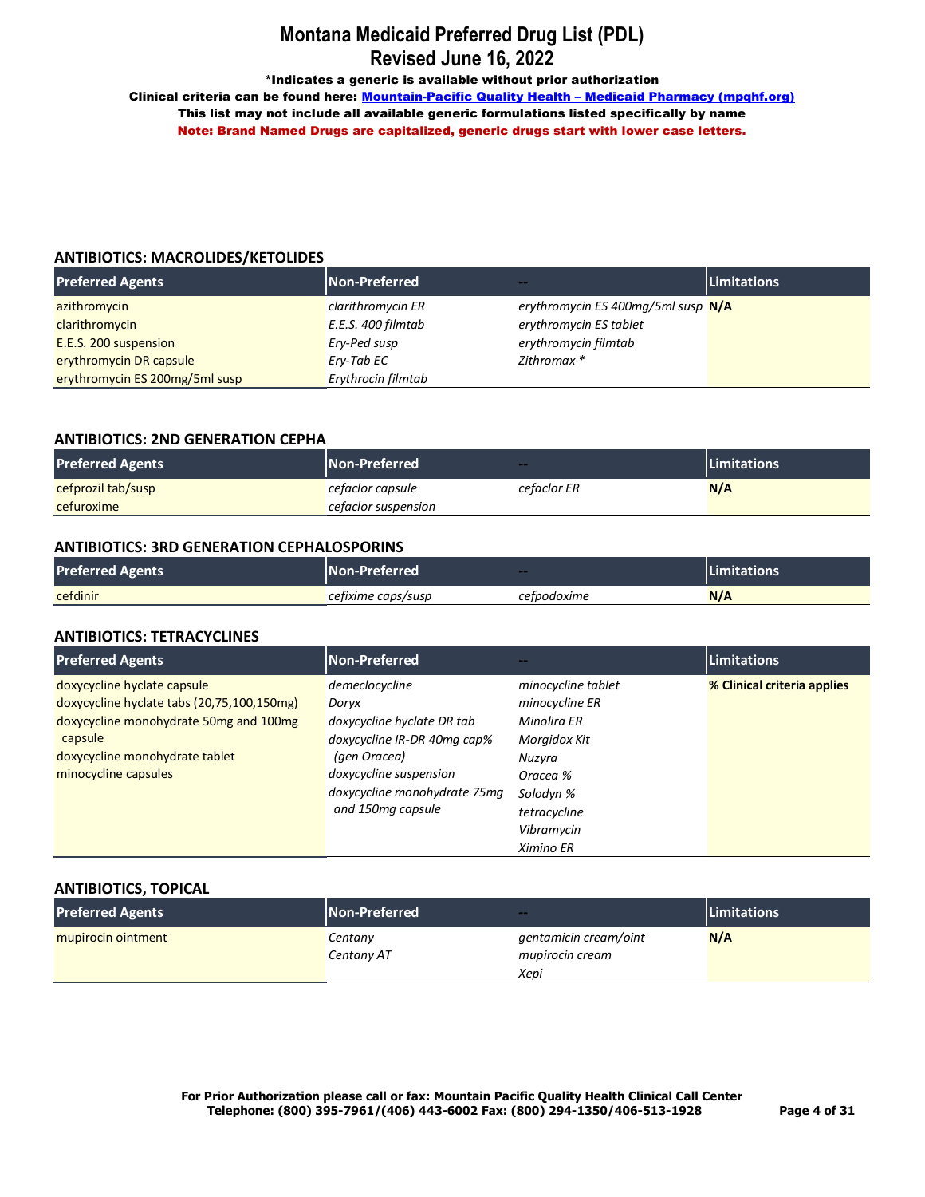# Montana Medicaid Preferred Drug List (PDL)
## Revised June 16, 2022

**\*Indicates a generic is available without prior authorization**

**Clinical criteria can be found here: [Mountain-Pacific Quality Health – Medicaid Pharmacy (mpqhf.org)]()**

**This list may not include all available generic formulations listed specifically by name**

**Note: Brand Named Drugs are capitalized, generic drugs start with lower case letters.**

### ANTIBIOTICS: MACROLIDES/KETOLIDES

| Preferred Agents | Non-Preferred | -- | Limitations |
|---|---|---|---|
| azithromycin<br>clarithromycin<br>E.E.S. 200 suspension<br>erythromycin DR capsule<br>erythromycin ES 200mg/5ml susp | *clarithromycin ER*<br>*E.E.S. 400 filmtab*<br>*Ery-Ped susp*<br>*Ery-Tab EC*<br>*Erythrocin filmtab* | *erythromycin ES 400mg/5ml susp*<br>*erythromycin ES tablet*<br>*erythromycin filmtab*<br>*Zithromax \** | **N/A** |

### ANTIBIOTICS: 2ND GENERATION CEPHA

| Preferred Agents | Non-Preferred | -- | Limitations |
|---|---|---|---|
| cefprozil tab/susp<br>cefuroxime | *cefaclor capsule*<br>*cefaclor suspension* | *cefaclor ER* | **N/A** |

### ANTIBIOTICS: 3RD GENERATION CEPHALOSPORINS

| Preferred Agents | Non-Preferred | -- | Limitations |
|---|---|---|---|
| cefdinir | *cefixime caps/susp* | *cefpodoxime* | **N/A** |

### ANTIBIOTICS: TETRACYCLINES

| Preferred Agents | Non-Preferred | -- | Limitations |
|---|---|---|---|
| doxycycline hyclate capsule<br>doxycycline hyclate tabs (20,75,100,150mg)<br>doxycycline monohydrate 50mg and 100mg capsule<br>doxycycline monohydrate tablet<br>minocycline capsules | *demeclocycline*<br>*Doryx*<br>*doxycycline hyclate DR tab*<br>*doxycycline IR-DR 40mg cap% (gen Oracea)*<br>*doxycycline suspension*<br>*doxycycline monohydrate 75mg and 150mg capsule* | *minocycline tablet*<br>*minocycline ER*<br>*Minolira ER*<br>*Morgidox Kit*<br>*Nuzyra*<br>*Oracea %*<br>*Solodyn %*<br>*tetracycline*<br>*Vibramycin*<br>*Ximino ER* | **% Clinical criteria applies** |

### ANTIBIOTICS, TOPICAL

| Preferred Agents | Non-Preferred | -- | Limitations |
|---|---|---|---|
| mupirocin ointment | *Centany*<br>*Centany AT* | *gentamicin cream/oint*<br>*mupirocin cream*<br>*Xepi* | **N/A** |

**For Prior Authorization please call or fax: Mountain Pacific Quality Health Clinical Call Center**
**Telephone: (800) 395-7961/(406) 443-6002 Fax: (800) 294-1350/406-513-1928**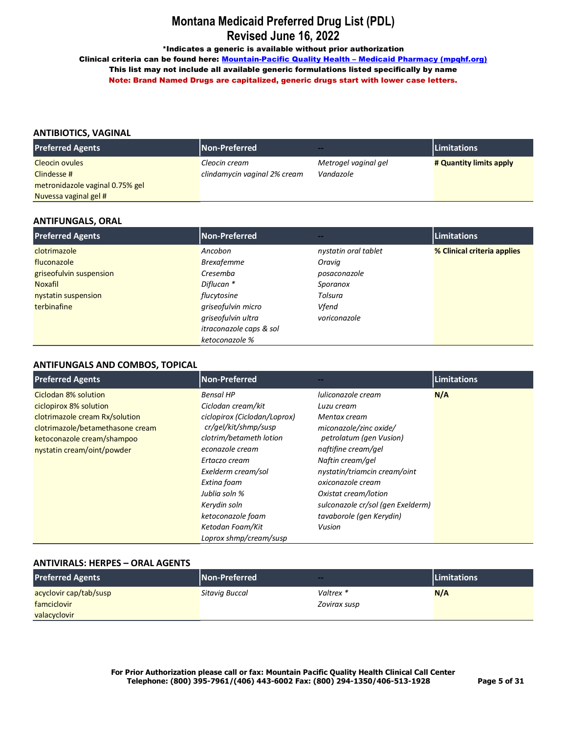# Montana Medicaid Preferred Drug List (PDL)
## Revised June 16, 2022

**\*Indicates a generic is available without prior authorization**

**Clinical criteria can be found here: Mountain-Pacific Quality Health – Medicaid Pharmacy (mpqhf.org)**

**This list may not include all available generic formulations listed specifically by name**

**Note: Brand Named Drugs are capitalized, generic drugs start with lower case letters.**

### ANTIBIOTICS, VAGINAL

| Preferred Agents | Non-Preferred | -- | Limitations |
|---|---|---|---|
| Cleocin ovules | *Cleocin cream* | *Metrogel vaginal gel* | **# Quantity limits apply** |
| Clindesse # | *clindamycin vaginal 2% cream* | *Vandazole* | |
| metronidazole vaginal 0.75% gel | | | |
| Nuvessa vaginal gel # | | | |

### ANTIFUNGALS, ORAL

| Preferred Agents | Non-Preferred | -- | Limitations |
|---|---|---|---|
| clotrimazole | *Ancobon* | *nystatin oral tablet* | **% Clinical criteria applies** |
| fluconazole | *Brexafemme* | *Oravig* | |
| griseofulvin suspension | *Cresemba* | *posaconazole* | |
| Noxafil | *Diflucan \** | *Sporanox* | |
| nystatin suspension | *flucytosine* | *Tolsura* | |
| terbinafine | *griseofulvin micro* | *Vfend* | |
| | *griseofulvin ultra* | *voriconazole* | |
| | *itraconazole caps & sol* | | |
| | *ketoconazole %* | | |

### ANTIFUNGALS AND COMBOS, TOPICAL

| Preferred Agents | Non-Preferred | -- | Limitations |
|---|---|---|---|
| Ciclodan 8% solution | *Bensal HP* | *luliconazole cream* | **N/A** |
| ciclopirox 8% solution | *Ciclodan cream/kit* | *Luzu cream* | |
| clotrimazole cream Rx/solution | *ciclopirox (Ciclodan/Loprox) cr/gel/kit/shmp/susp* | *Mentax cream* | |
| clotrimazole/betamethasone cream | *clotrim/betameth lotion* | *miconazole/zinc oxide/ petrolatum (gen Vusion)* | |
| ketoconazole cream/shampoo | *econazole cream* | *naftifine cream/gel* | |
| nystatin cream/oint/powder | *Ertaczo cream* | *Naftin cream/gel* | |
| | *Exelderm cream/sol* | *nystatin/triamcin cream/oint* | |
| | *Extina foam* | *oxiconazole cream* | |
| | *Jublia soln %* | *Oxistat cream/lotion* | |
| | *Kerydin soln* | *sulconazole cr/sol (gen Exelderm)* | |
| | *ketoconazole foam* | *tavaborole (gen Kerydin)* | |
| | *Ketodan Foam/Kit* | *Vusion* | |
| | *Loprox shmp/cream/susp* | | |

### ANTIVIRALS: HERPES – ORAL AGENTS

| Preferred Agents | Non-Preferred | -- | Limitations |
|---|---|---|---|
| acyclovir cap/tab/susp | *Sitavig Buccal* | *Valtrex \** | **N/A** |
| famciclovir | | *Zovirax susp* | |
| valacyclovir | | | |

**For Prior Authorization please call or fax: Mountain Pacific Quality Health Clinical Call Center**
**Telephone: (800) 395-7961/(406) 443-6002 Fax: (800) 294-1350/406-513-1928**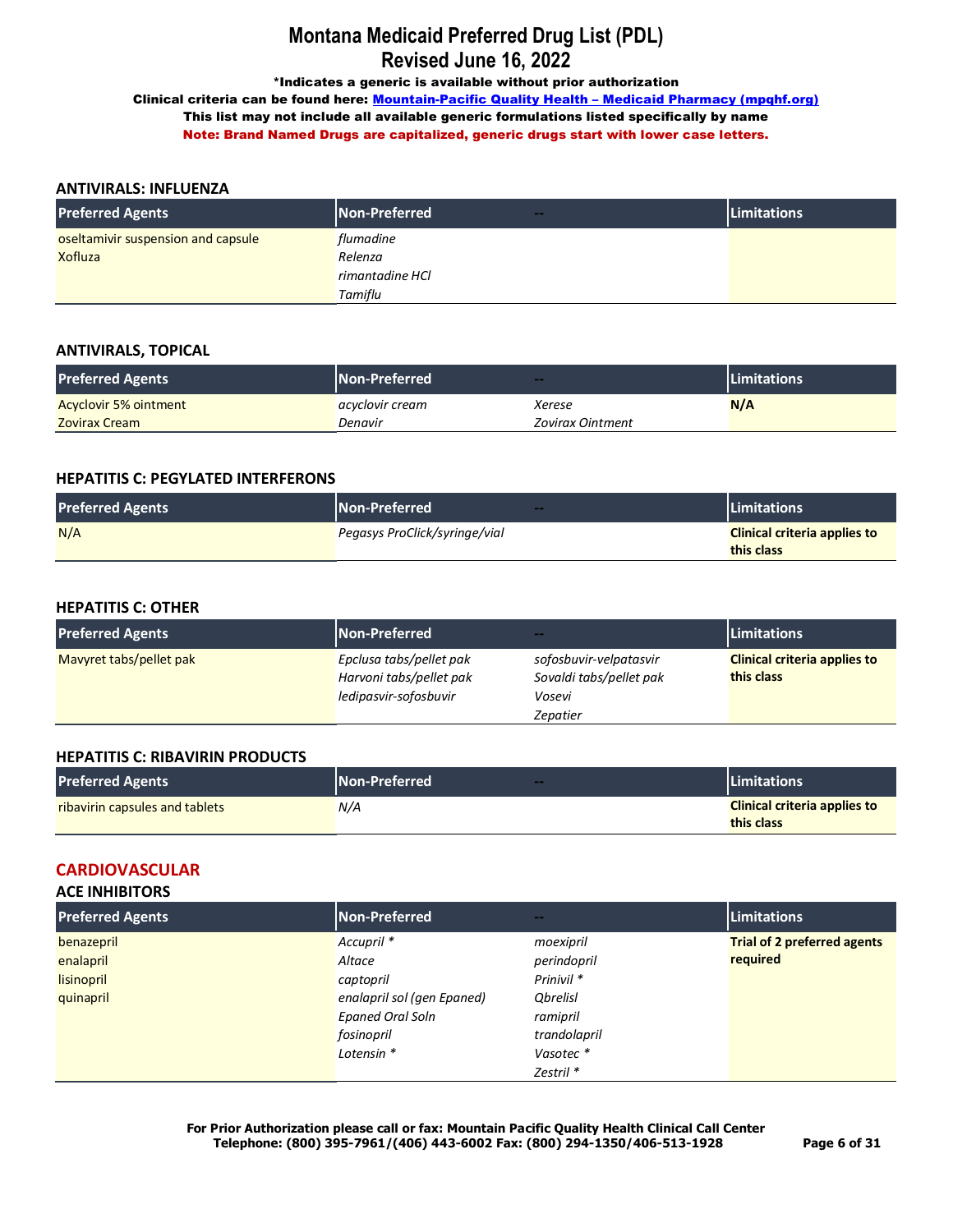# Montana Medicaid Preferred Drug List (PDL)
# Revised June 16, 2022

**\*Indicates a generic is available without prior authorization**

**Clinical criteria can be found here: [Mountain-Pacific Quality Health – Medicaid Pharmacy (mpqhf.org)](mpqhf.org)**

**This list may not include all available generic formulations listed specifically by name**

**Note: Brand Named Drugs are capitalized, generic drugs start with lower case letters.**

### ANTIVIRALS: INFLUENZA

| Preferred Agents | Non-Preferred | -- | Limitations |
|---|---|---|---|
| oseltamivir suspension and capsule<br>Xofluza | *flumadine*<br>*Relenza*<br>*rimantadine HCl*<br>*Tamiflu* | | |

### ANTIVIRALS, TOPICAL

| Preferred Agents | Non-Preferred | -- | Limitations |
|---|---|---|---|
| Acyclovir 5% ointment<br>Zovirax Cream | *acyclovir cream*<br>*Denavir* | *Xerese*<br>*Zovirax Ointment* | **N/A** |

### HEPATITIS C: PEGYLATED INTERFERONS

| Preferred Agents | Non-Preferred | -- | Limitations |
|---|---|---|---|
| N/A | *Pegasys ProClick/syringe/vial* | | **Clinical criteria applies to this class** |

### HEPATITIS C: OTHER

| Preferred Agents | Non-Preferred | -- | Limitations |
|---|---|---|---|
| Mavyret tabs/pellet pak | *Epclusa tabs/pellet pak*<br>*Harvoni tabs/pellet pak*<br>*ledipasvir-sofosbuvir* | *sofosbuvir-velpatasvir*<br>*Sovaldi tabs/pellet pak*<br>*Vosevi*<br>*Zepatier* | **Clinical criteria applies to this class** |

### HEPATITIS C: RIBAVIRIN PRODUCTS

| Preferred Agents | Non-Preferred | -- | Limitations |
|---|---|---|---|
| ribavirin capsules and tablets | *N/A* | | **Clinical criteria applies to this class** |

## CARDIOVASCULAR

### ACE INHIBITORS

| Preferred Agents | Non-Preferred | -- | Limitations |
|---|---|---|---|
| benazepril<br>enalapril<br>lisinopril<br>quinapril | *Accupril \**<br>*Altace*<br>*captopril*<br>*enalapril sol (gen Epaned)*<br>*Epaned Oral Soln*<br>*fosinopril*<br>*Lotensin \** | *moexipril*<br>*perindopril*<br>*Prinivil \**<br>*Qbrelisl*<br>*ramipril*<br>*trandolapril*<br>*Vasotec \**<br>*Zestril \** | **Trial of 2 preferred agents required** |

**For Prior Authorization please call or fax: Mountain Pacific Quality Health Clinical Call Center**
**Telephone: (800) 395-7961/(406) 443-6002 Fax: (800) 294-1350/406-513-1928**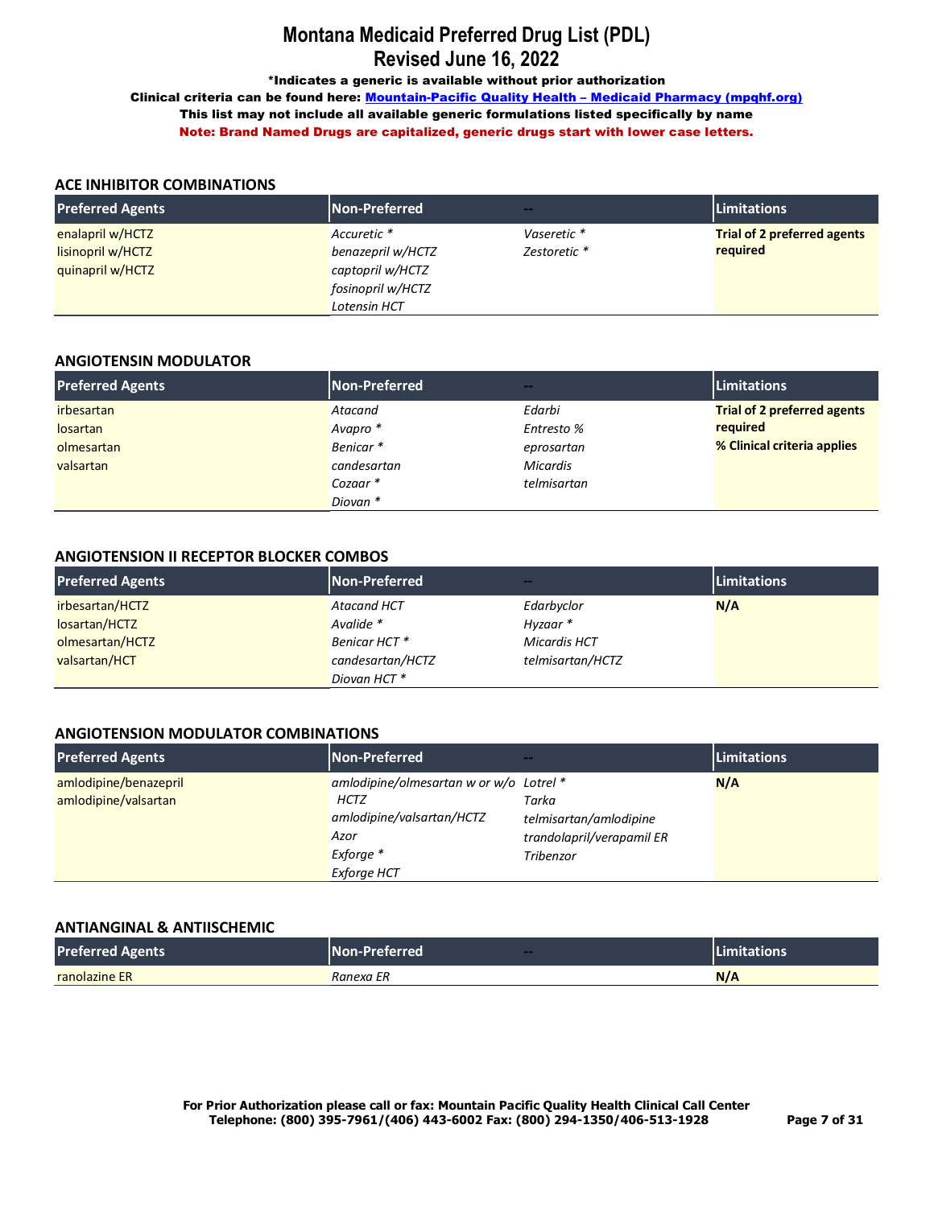# Montana Medicaid Preferred Drug List (PDL)
## Revised June 16, 2022

**\*Indicates a generic is available without prior authorization**

**Clinical criteria can be found here: Mountain-Pacific Quality Health – Medicaid Pharmacy (mpqhf.org)**

**This list may not include all available generic formulations listed specifically by name**

**Note: Brand Named Drugs are capitalized, generic drugs start with lower case letters.**

### ACE INHIBITOR COMBINATIONS

| Preferred Agents | Non-Preferred | -- | Limitations |
|---|---|---|---|
| enalapril w/HCTZ<br>lisinopril w/HCTZ<br>quinapril w/HCTZ | *Accuretic \**<br>*benazepril w/HCTZ*<br>*captopril w/HCTZ*<br>*fosinopril w/HCTZ*<br>*Lotensin HCT* | *Vaseretic \**<br>*Zestoretic \** | **Trial of 2 preferred agents required** |

### ANGIOTENSIN MODULATOR

| Preferred Agents | Non-Preferred | -- | Limitations |
|---|---|---|---|
| irbesartan<br>losartan<br>olmesartan<br>valsartan | *Atacand*<br>*Avapro \**<br>*Benicar \**<br>*candesartan*<br>*Cozaar \**<br>*Diovan \** | *Edarbi*<br>*Entresto %*<br>*eprosartan*<br>*Micardis*<br>*telmisartan* | **Trial of 2 preferred agents required**<br>**% Clinical criteria applies** |

### ANGIOTENSION II RECEPTOR BLOCKER COMBOS

| Preferred Agents | Non-Preferred | -- | Limitations |
|---|---|---|---|
| irbesartan/HCTZ<br>losartan/HCTZ<br>olmesartan/HCTZ<br>valsartan/HCT | *Atacand HCT*<br>*Avalide \**<br>*Benicar HCT \**<br>*candesartan/HCTZ*<br>*Diovan HCT \** | *Edarbyclor*<br>*Hyzaar \**<br>*Micardis HCT*<br>*telmisartan/HCTZ* | **N/A** |

### ANGIOTENSION MODULATOR COMBINATIONS

| Preferred Agents | Non-Preferred | -- | Limitations |
|---|---|---|---|
| amlodipine/benazepril<br>amlodipine/valsartan | *amlodipine/olmesartan w or w/o HCTZ*<br>*amlodipine/valsartan/HCTZ*<br>*Azor*<br>*Exforge \**<br>*Exforge HCT* | *Lotrel \**<br>*Tarka*<br>*telmisartan/amlodipine*<br>*trandolapril/verapamil ER*<br>*Tribenzor* | **N/A** |

### ANTIANGINAL & ANTIISCHEMIC

| Preferred Agents | Non-Preferred | -- | Limitations |
|---|---|---|---|
| ranolazine ER | *Ranexa ER* | | **N/A** |

**For Prior Authorization please call or fax: Mountain Pacific Quality Health Clinical Call Center**
**Telephone: (800) 395-7961/(406) 443-6002 Fax: (800) 294-1350/406-513-1928**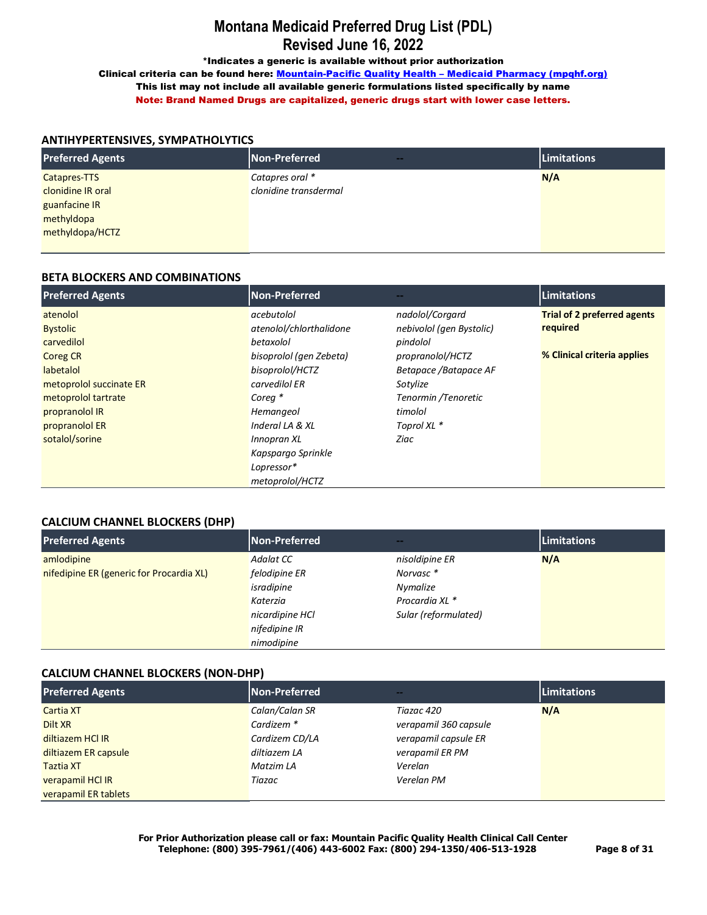# Montana Medicaid Preferred Drug List (PDL)
## Revised June 16, 2022

**\*Indicates a generic is available without prior authorization**

**Clinical criteria can be found here: [Mountain-Pacific Quality Health – Medicaid Pharmacy (mpqhf.org)](mpqhf.org)**

**This list may not include all available generic formulations listed specifically by name**

**Note: Brand Named Drugs are capitalized, generic drugs start with lower case letters.**

### ANTIHYPERTENSIVES, SYMPATHOLYTICS

| Preferred Agents | Non-Preferred | -- | Limitations |
|---|---|---|---|
| Catapres-TTS<br>clonidine IR oral<br>guanfacine IR<br>methyldopa<br>methyldopa/HCTZ | *Catapres oral \**<br>*clonidine transdermal* | | **N/A** |

### BETA BLOCKERS AND COMBINATIONS

| Preferred Agents | Non-Preferred | -- | Limitations |
|---|---|---|---|
| atenolol<br>Bystolic<br>carvedilol<br>Coreg CR<br>labetalol<br>metoprolol succinate ER<br>metoprolol tartrate<br>propranolol IR<br>propranolol ER<br>sotalol/sorine | *acebutolol*<br>*atenolol/chlorthalidone*<br>*betaxolol*<br>*bisoprolol (gen Zebeta)*<br>*bisoprolol/HCTZ*<br>*carvedilol ER*<br>*Coreg \**<br>*Hemangeol*<br>*Inderal LA & XL*<br>*Innopran XL*<br>*Kapspargo Sprinkle*<br>*Lopressor\**<br>*metoprolol/HCTZ* | *nadolol/Corgard*<br>*nebivolol (gen Bystolic)*<br>*pindolol*<br>*propranolol/HCTZ*<br>*Betapace /Batapace AF*<br>*Sotylize*<br>*Tenormin /Tenoretic*<br>*timolol*<br>*Toprol XL \**<br>*Ziac* | **Trial of 2 preferred agents required**<br><br>**% Clinical criteria applies** |

### CALCIUM CHANNEL BLOCKERS (DHP)

| Preferred Agents | Non-Preferred | -- | Limitations |
|---|---|---|---|
| amlodipine<br>nifedipine ER (generic for Procardia XL) | *Adalat CC*<br>*felodipine ER*<br>*isradipine*<br>*Katerzia*<br>*nicardipine HCl*<br>*nifedipine IR*<br>*nimodipine* | *nisoldipine ER*<br>*Norvasc \**<br>*Nymalize*<br>*Procardia XL \**<br>*Sular (reformulated)* | **N/A** |

### CALCIUM CHANNEL BLOCKERS (NON-DHP)

| Preferred Agents | Non-Preferred | -- | Limitations |
|---|---|---|---|
| Cartia XT<br>Dilt XR<br>diltiazem HCl IR<br>diltiazem ER capsule<br>Taztia XT<br>verapamil HCl IR<br>verapamil ER tablets | *Calan/Calan SR*<br>*Cardizem \**<br>*Cardizem CD/LA*<br>*diltiazem LA*<br>*Matzim LA*<br>*Tiazac* | *Tiazac 420*<br>*verapamil 360 capsule*<br>*verapamil capsule ER*<br>*verapamil ER PM*<br>*Verelan*<br>*Verelan PM* | **N/A** |

**For Prior Authorization please call or fax: Mountain Pacific Quality Health Clinical Call Center**
**Telephone: (800) 395-7961/(406) 443-6002 Fax: (800) 294-1350/406-513-1928**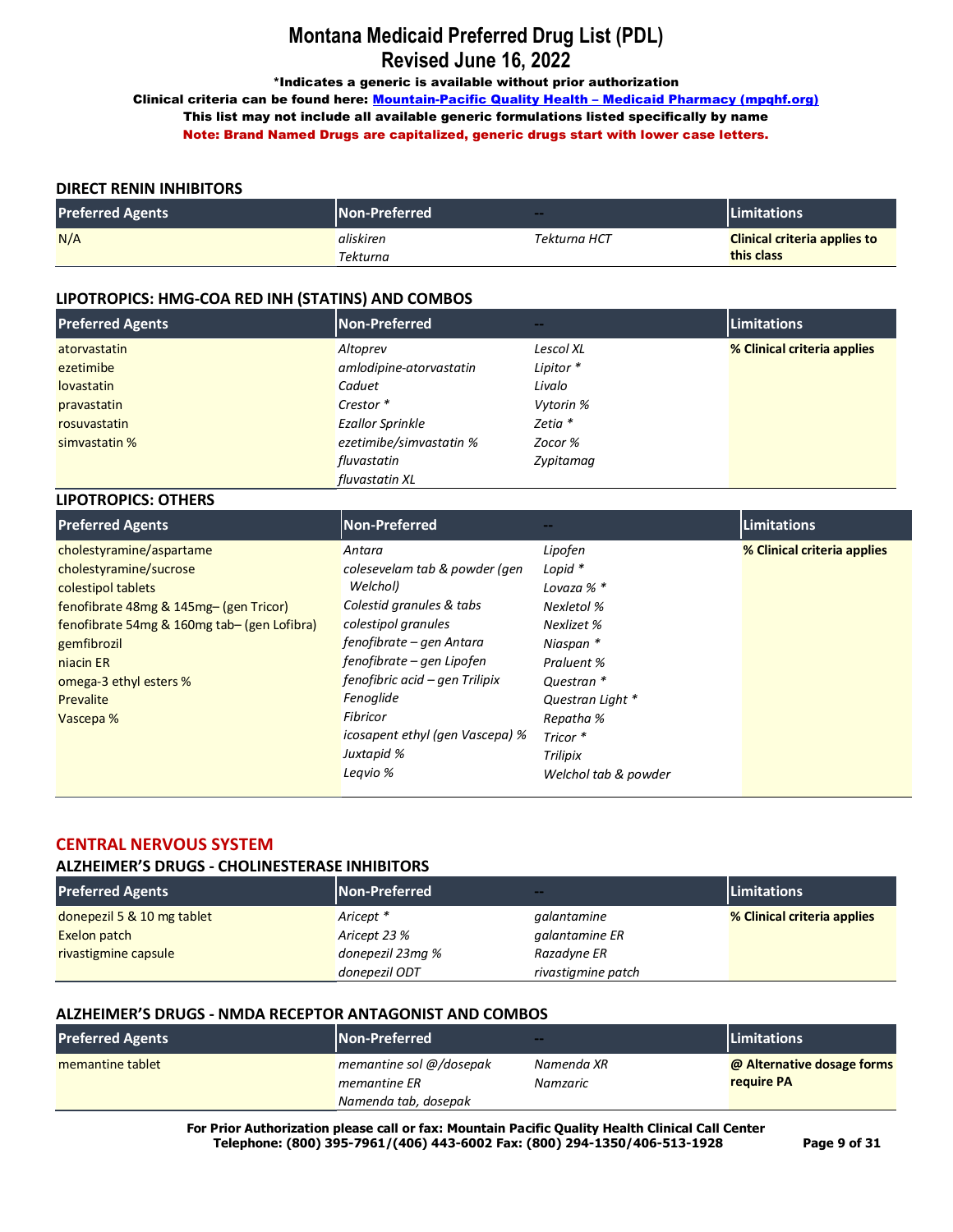# Montana Medicaid Preferred Drug List (PDL)
## Revised June 16, 2022

**\*Indicates a generic is available without prior authorization**

**Clinical criteria can be found here: [Mountain-Pacific Quality Health – Medicaid Pharmacy (mpqhf.org)]()**

**This list may not include all available generic formulations listed specifically by name**

**Note: Brand Named Drugs are capitalized, generic drugs start with lower case letters.**

### DIRECT RENIN INHIBITORS

| Preferred Agents | Non-Preferred | -- | Limitations |
|---|---|---|---|
| N/A | *aliskiren*<br>*Tekturna* | *Tekturna HCT* | **Clinical criteria applies to this class** |

### LIPOTROPICS: HMG-COA RED INH (STATINS) AND COMBOS

| Preferred Agents | Non-Preferred | -- | Limitations |
|---|---|---|---|
| atorvastatin<br>ezetimibe<br>lovastatin<br>pravastatin<br>rosuvastatin<br>simvastatin % | *Altoprev*<br>*amlodipine-atorvastatin*<br>*Caduet*<br>*Crestor \**<br>*Ezallor Sprinkle*<br>*ezetimibe/simvastatin %*<br>*fluvastatin*<br>*fluvastatin XL* | *Lescol XL*<br>*Lipitor \**<br>*Livalo*<br>*Vytorin %*<br>*Zetia \**<br>*Zocor %*<br>*Zypitamag* | **% Clinical criteria applies** |

### LIPOTROPICS: OTHERS

| Preferred Agents | Non-Preferred | -- | Limitations |
|---|---|---|---|
| cholestyramine/aspartame<br>cholestyramine/sucrose<br>colestipol tablets<br>fenofibrate 48mg & 145mg– (gen Tricor)<br>fenofibrate 54mg & 160mg tab– (gen Lofibra)<br>gemfibrozil<br>niacin ER<br>omega-3 ethyl esters %<br>Prevalite<br>Vascepa % | *Antara*<br>*colesevelam tab & powder (gen Welchol)*<br>*Colestid granules & tabs*<br>*colestipol granules*<br>*fenofibrate – gen Antara*<br>*fenofibrate – gen Lipofen*<br>*fenofibric acid – gen Trilipix*<br>*Fenoglide*<br>*Fibricor*<br>*icosapent ethyl (gen Vascepa) %*<br>*Juxtapid %*<br>*Leqvio %* | *Lipofen*<br>*Lopid \**<br>*Lovaza % \**<br>*Nexletol %*<br>*Nexlizet %*<br>*Niaspan \**<br>*Praluent %*<br>*Questran \**<br>*Questran Light \**<br>*Repatha %*<br>*Tricor \**<br>*Trilipix*<br>*Welchol tab & powder* | **% Clinical criteria applies** |

## CENTRAL NERVOUS SYSTEM

### ALZHEIMER'S DRUGS - CHOLINESTERASE INHIBITORS

| Preferred Agents | Non-Preferred | -- | Limitations |
|---|---|---|---|
| donepezil 5 & 10 mg tablet<br>Exelon patch<br>rivastigmine capsule | *Aricept \**<br>*Aricept 23 %*<br>*donepezil 23mg %*<br>*donepezil ODT* | *galantamine*<br>*galantamine ER*<br>*Razadyne ER*<br>*rivastigmine patch* | **% Clinical criteria applies** |

### ALZHEIMER'S DRUGS - NMDA RECEPTOR ANTAGONIST AND COMBOS

| Preferred Agents | Non-Preferred | -- | Limitations |
|---|---|---|---|
| memantine tablet | *memantine sol @/dosepak*<br>*memantine ER*<br>*Namenda tab, dosepak* | *Namenda XR*<br>*Namzaric* | **@ Alternative dosage forms require PA** |

**For Prior Authorization please call or fax: Mountain Pacific Quality Health Clinical Call Center**
**Telephone: (800) 395-7961/(406) 443-6002 Fax: (800) 294-1350/406-513-1928**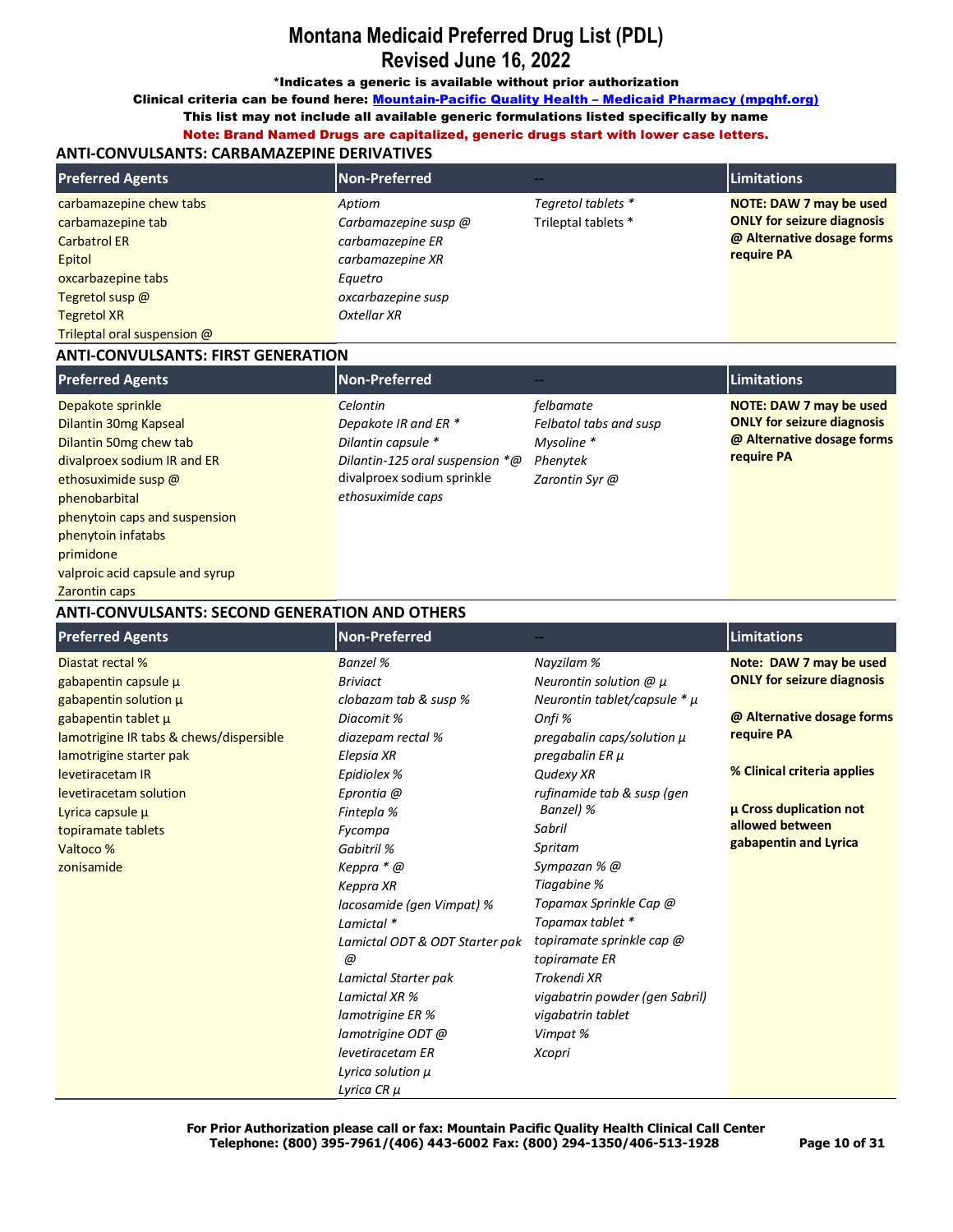# Montana Medicaid Preferred Drug List (PDL)
## Revised June 16, 2022

**\*Indicates a generic is available without prior authorization**

**Clinical criteria can be found here: Mountain-Pacific Quality Health – Medicaid Pharmacy (mpqhf.org)**

**This list may not include all available generic formulations listed specifically by name**

**Note: Brand Named Drugs are capitalized, generic drugs start with lower case letters.**

### ANTI-CONVULSANTS: CARBAMAZEPINE DERIVATIVES

| Preferred Agents | Non-Preferred | -- | Limitations |
|---|---|---|---|
| carbamazepine chew tabs | *Aptiom* | *Tegretol tablets \** | **NOTE: DAW 7 may be used ONLY for seizure diagnosis** |
| carbamazepine tab | *Carbamazepine susp @* | Trileptal tablets * | **@ Alternative dosage forms require PA** |
| Carbatrol ER | *carbamazepine ER* | | |
| Epitol | *carbamazepine XR* | | |
| oxcarbazepine tabs | *Equetro* | | |
| Tegretol susp @ | *oxcarbazepine susp* | | |
| Tegretol XR | *Oxtellar XR* | | |
| Trileptal oral suspension @ | | | |

### ANTI-CONVULSANTS: FIRST GENERATION

| Preferred Agents | Non-Preferred | -- | Limitations |
|---|---|---|---|
| Depakote sprinkle | *Celontin* | *felbamate* | **NOTE: DAW 7 may be used ONLY for seizure diagnosis** |
| Dilantin 30mg Kapseal | *Depakote IR and ER \** | *Felbatol tabs and susp* | **@ Alternative dosage forms require PA** |
| Dilantin 50mg chew tab | *Dilantin capsule \** | *Mysoline \** | |
| divalproex sodium IR and ER | *Dilantin-125 oral suspension \*@* | *Phenytek* | |
| ethosuximide susp @ | divalproex sodium sprinkle | *Zarontin Syr @* | |
| phenobarbital | *ethosuximide caps* | | |
| phenytoin caps and suspension | | | |
| phenytoin infatabs | | | |
| primidone | | | |
| valproic acid capsule and syrup | | | |
| Zarontin caps | | | |

### ANTI-CONVULSANTS: SECOND GENERATION AND OTHERS

| Preferred Agents | Non-Preferred | -- | Limitations |
|---|---|---|---|
| Diastat rectal % | *Banzel %* | *Nayzilam %* | **Note: DAW 7 may be used ONLY for seizure diagnosis** |
| gabapentin capsule µ | *Briviact* | *Neurontin solution @ µ* | |
| gabapentin solution µ | *clobazam tab & susp %* | *Neurontin tablet/capsule \* µ* | **@ Alternative dosage forms require PA** |
| gabapentin tablet µ | *Diacomit %* | *Onfi %* | |
| lamotrigine IR tabs & chews/dispersible | *diazepam rectal %* | *pregabalin caps/solution µ* | **% Clinical criteria applies** |
| lamotrigine starter pak | *Elepsia XR* | *pregabalin ER µ* | |
| levetiracetam IR | *Epidiolex %* | *Qudexy XR* | **µ Cross duplication not allowed between gabapentin and Lyrica** |
| levetiracetam solution | *Eprontia @* | *rufinamide tab & susp (gen Banzel) %* | |
| Lyrica capsule µ | *Fintepla %* | *Sabril* | |
| topiramate tablets | *Fycompa* | *Spritam* | |
| Valtoco % | *Gabitril %* | *Sympazan % @* | |
| zonisamide | *Keppra \* @* | *Tiagabine %* | |
| | *Keppra XR* | *Topamax Sprinkle Cap @* | |
| | *lacosamide (gen Vimpat) %* | *Topamax tablet \** | |
| | *Lamictal \** | *topiramate sprinkle cap @* | |
| | *Lamictal ODT & ODT Starter pak @* | *topiramate ER* | |
| | *Lamictal Starter pak* | *Trokendi XR* | |
| | *Lamictal XR %* | *vigabatrin powder (gen Sabril)* | |
| | *lamotrigine ER %* | *vigabatrin tablet* | |
| | *lamotrigine ODT @* | *Vimpat %* | |
| | *levetiracetam ER* | *Xcopri* | |
| | *Lyrica solution µ* | | |
| | *Lyrica CR µ* | | |

**For Prior Authorization please call or fax: Mountain Pacific Quality Health Clinical Call Center**
**Telephone: (800) 395-7961/(406) 443-6002 Fax: (800) 294-1350/406-513-1928**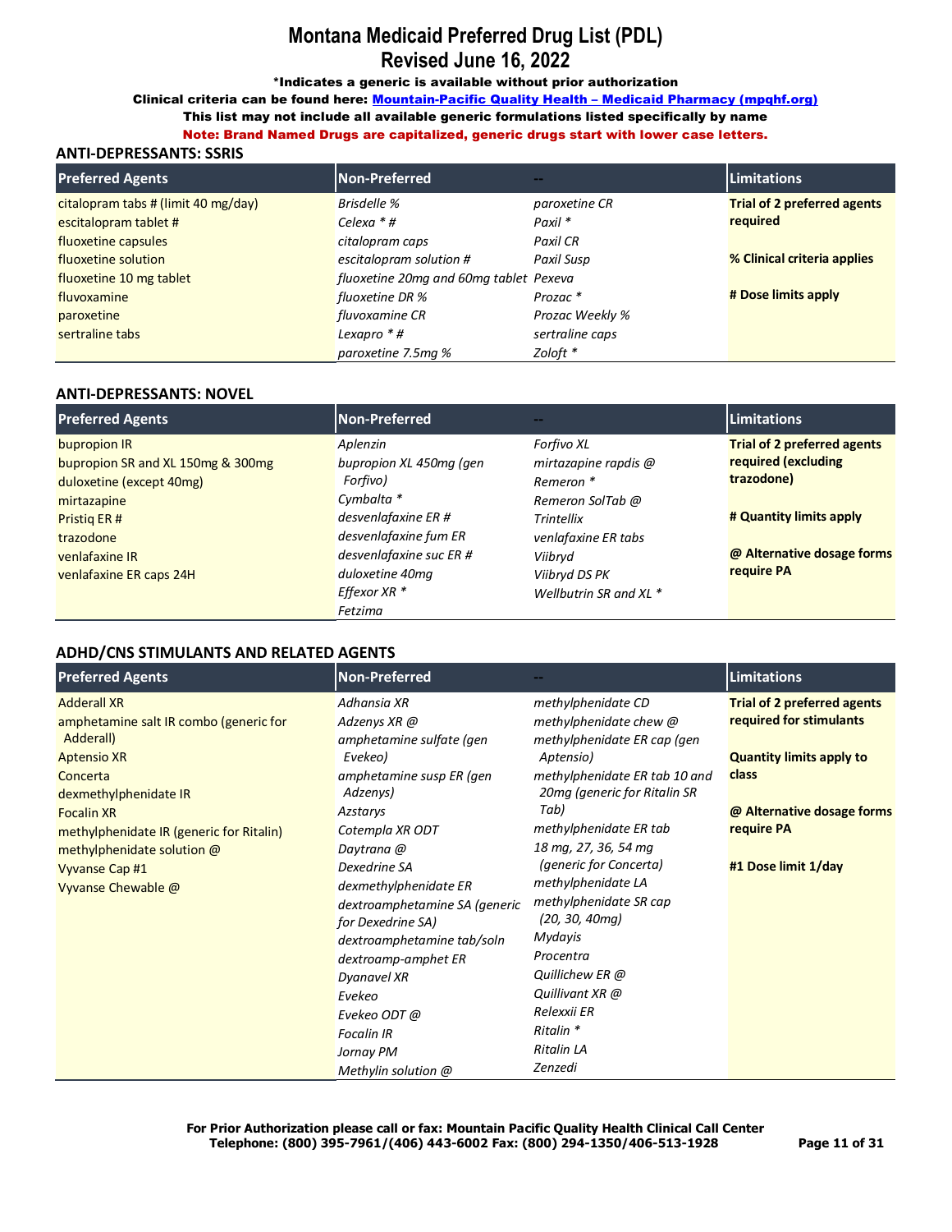# Montana Medicaid Preferred Drug List (PDL)
## Revised June 16, 2022

***Indicates a generic is available without prior authorization**

**Clinical criteria can be found here: [Mountain-Pacific Quality Health – Medicaid Pharmacy (mpqhf.org)]**

**This list may not include all available generic formulations listed specifically by name**

**Note: Brand Named Drugs are capitalized, generic drugs start with lower case letters.**

### ANTI-DEPRESSANTS: SSRIS

| Preferred Agents | Non-Preferred | -- | Limitations |
|---|---|---|---|
| citalopram tabs # (limit 40 mg/day) | *Brisdelle %* | *paroxetine CR* | **Trial of 2 preferred agents required** |
| escitalopram tablet # | *Celexa * #* | *Paxil ** | |
| fluoxetine capsules | *citalopram caps* | *Paxil CR* | **% Clinical criteria applies** |
| fluoxetine solution | *escitalopram solution #* | *Paxil Susp* | |
| fluoxetine 10 mg tablet | *fluoxetine 20mg and 60mg tablet* | *Pexeva* | **# Dose limits apply** |
| fluvoxamine | *fluoxetine DR %* | *Prozac ** | |
| paroxetine | *fluvoxamine CR* | *Prozac Weekly %* | |
| sertraline tabs | *Lexapro * #* | *sertraline caps* | |
| | *paroxetine 7.5mg %* | *Zoloft ** | |

### ANTI-DEPRESSANTS: NOVEL

| Preferred Agents | Non-Preferred | -- | Limitations |
|---|---|---|---|
| bupropion IR | *Aplenzin* | *Forfivo XL* | **Trial of 2 preferred agents required (excluding trazodone)** |
| bupropion SR and XL 150mg & 300mg | *bupropion XL 450mg (gen Forfivo)* | *mirtazapine rapdis @* | |
| duloxetine (except 40mg) | *Cymbalta ** | *Remeron ** | |
| mirtazapine | *desvenlafaxine ER #* | *Remeron SolTab @* | **# Quantity limits apply** |
| Pristiq ER # | *desvenlafaxine fum ER* | *Trintellix* | |
| trazodone | *desvenlafaxine suc ER #* | *venlafaxine ER tabs* | **@ Alternative dosage forms require PA** |
| venlafaxine IR | *duloxetine 40mg* | *Viibryd* | |
| venlafaxine ER caps 24H | *Effexor XR ** | *Viibryd DS PK* | |
| | *Fetzima* | *Wellbutrin SR and XL ** | |

### ADHD/CNS STIMULANTS AND RELATED AGENTS

| Preferred Agents | Non-Preferred | -- | Limitations |
|---|---|---|---|
| Adderall XR | *Adhansia XR* | *methylphenidate CD* | **Trial of 2 preferred agents required for stimulants** |
| amphetamine salt IR combo (generic for Adderall) | *Adzenys XR @* | *methylphenidate chew @* | |
| Aptensio XR | *amphetamine sulfate (gen Evekeo)* | *methylphenidate ER cap (gen Aptensio)* | **Quantity limits apply to class** |
| Concerta | *amphetamine susp ER (gen Adzenys)* | *methylphenidate ER tab 10 and 20mg (generic for Ritalin SR Tab)* | |
| dexmethylphenidate IR | *Azstarys* | *methylphenidate ER tab 18 mg, 27, 36, 54 mg (generic for Concerta)* | **@ Alternative dosage forms require PA** |
| Focalin XR | *Cotempla XR ODT* | *methylphenidate LA* | |
| methylphenidate IR (generic for Ritalin) | *Daytrana @* | *methylphenidate SR cap (20, 30, 40mg)* | **#1 Dose limit 1/day** |
| methylphenidate solution @ | *Dexedrine SA* | *Mydayis* | |
| Vyvanse Cap #1 | *dexmethylphenidate ER* | *Procentra* | |
| Vyvanse Chewable @ | *dextroamphetamine SA (generic for Dexedrine SA)* | *Quillichew ER @* | |
| | *dextroamphetamine tab/soln* | *Quillivant XR @* | |
| | *dextroamp-amphet ER* | *Relexxii ER* | |
| | *Dyanavel XR* | *Ritalin ** | |
| | *Evekeo* | *Ritalin LA* | |
| | *Evekeo ODT @* | *Zenzedi* | |
| | *Focalin IR* | | |
| | *Jornay PM* | | |
| | *Methylin solution @* | | |

**For Prior Authorization please call or fax: Mountain Pacific Quality Health Clinical Call Center**
**Telephone: (800) 395-7961/(406) 443-6002 Fax: (800) 294-1350/406-513-1928**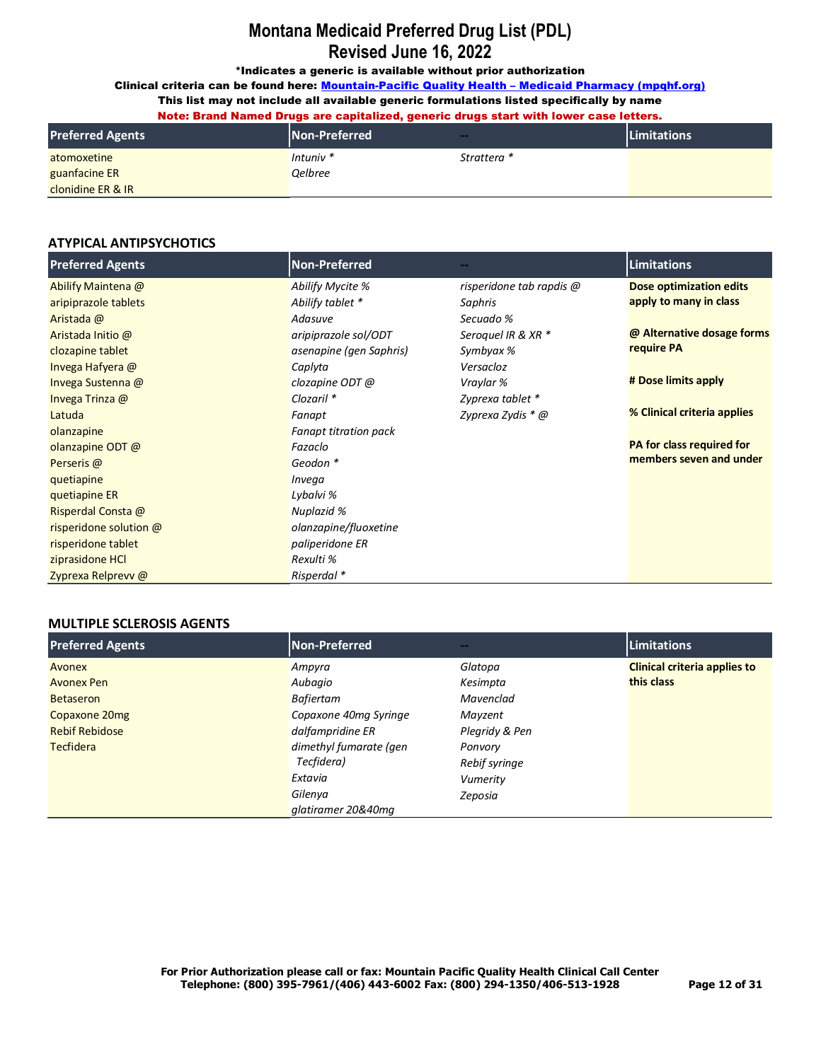# Montana Medicaid Preferred Drug List (PDL)
# Revised June 16, 2022

**\*Indicates a generic is available without prior authorization**

**Clinical criteria can be found here: [Mountain-Pacific Quality Health – Medicaid Pharmacy (mpqhf.org)](https://mpqhf.org)**

**This list may not include all available generic formulations listed specifically by name**

**Note: Brand Named Drugs are capitalized, generic drugs start with lower case letters.**

| Preferred Agents | Non-Preferred | -- | Limitations |
|---|---|---|---|
| atomoxetine | *Intuniv \** | *Strattera \** | |
| guanfacine ER | *Qelbree* | | |
| clonidine ER & IR | | | |

## ATYPICAL ANTIPSYCHOTICS

| Preferred Agents | Non-Preferred | -- | Limitations |
|---|---|---|---|
| Abilify Maintena @ | *Abilify Mycite %* | *risperidone tab rapdis @* | **Dose optimization edits apply to many in class** |
| aripiprazole tablets | *Abilify tablet \** | *Saphris* | |
| Aristada @ | *Adasuve* | *Secuado %* | **@ Alternative dosage forms require PA** |
| Aristada Initio @ | *aripiprazole sol/ODT* | *Seroquel IR & XR \** | |
| clozapine tablet | *asenapine (gen Saphris)* | *Symbyax %* | **# Dose limits apply** |
| Invega Hafyera @ | *Caplyta* | *Versacloz* | |
| Invega Sustenna @ | *clozapine ODT @* | *Vraylar %* | **% Clinical criteria applies** |
| Invega Trinza @ | *Clozaril \** | *Zyprexa tablet \** | |
| Latuda | *Fanapt* | *Zyprexa Zydis \* @* | **PA for class required for members seven and under** |
| olanzapine | *Fanapt titration pack* | | |
| olanzapine ODT @ | *Fazaclo* | | |
| Perseris @ | *Geodon \** | | |
| quetiapine | *Invega* | | |
| quetiapine ER | *Lybalvi %* | | |
| Risperdal Consta @ | *Nuplazid %* | | |
| risperidone solution @ | *olanzapine/fluoxetine* | | |
| risperidone tablet | *paliperidone ER* | | |
| ziprasidone HCl | *Rexulti %* | | |
| Zyprexa Relprevv @ | *Risperdal \** | | |

## MULTIPLE SCLEROSIS AGENTS

| Preferred Agents | Non-Preferred | -- | Limitations |
|---|---|---|---|
| Avonex | *Ampyra* | *Glatopa* | **Clinical criteria applies to this class** |
| Avonex Pen | *Aubagio* | *Kesimpta* | |
| Betaseron | *Bafiertam* | *Mavenclad* | |
| Copaxone 20mg | *Copaxone 40mg Syringe* | *Mayzent* | |
| Rebif Rebidose | *dalfampridine ER* | *Plegridy & Pen* | |
| Tecfidera | *dimethyl fumarate (gen Tecfidera)* | *Ponvory* | |
| | *Extavia* | *Rebif syringe* | |
| | *Gilenya* | *Vumerity* | |
| | *glatiramer 20&40mg* | *Zeposia* | |

**For Prior Authorization please call or fax: Mountain Pacific Quality Health Clinical Call Center**
**Telephone: (800) 395-7961/(406) 443-6002 Fax: (800) 294-1350/406-513-1928**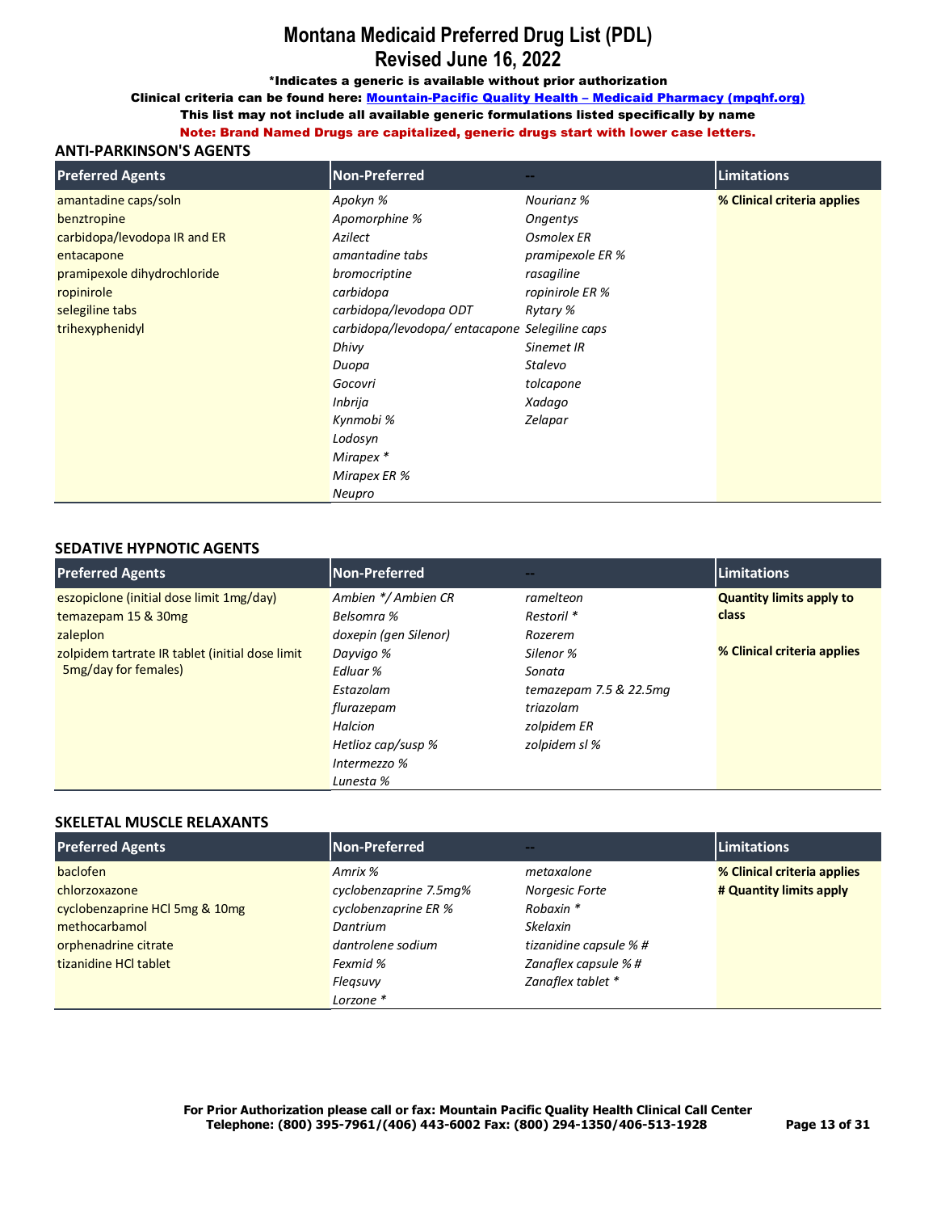# Montana Medicaid Preferred Drug List (PDL)
## Revised June 16, 2022

**\*Indicates a generic is available without prior authorization**

**Clinical criteria can be found here: [Mountain-Pacific Quality Health – Medicaid Pharmacy (mpqhf.org)](mpqhf.org)**

**This list may not include all available generic formulations listed specifically by name**

**Note: Brand Named Drugs are capitalized, generic drugs start with lower case letters.**

### ANTI-PARKINSON'S AGENTS

| Preferred Agents | Non-Preferred | -- | Limitations |
|---|---|---|---|
| amantadine caps/soln | *Apokyn %* | *Nourianz %* | **% Clinical criteria applies** |
| benztropine | *Apomorphine %* | *Ongentys* | |
| carbidopa/levodopa IR and ER | *Azilect* | *Osmolex ER* | |
| entacapone | *amantadine tabs* | *pramipexole ER %* | |
| pramipexole dihydrochloride | *bromocriptine* | *rasagiline* | |
| ropinirole | *carbidopa* | *ropinirole ER %* | |
| selegiline tabs | *carbidopa/levodopa ODT* | *Rytary %* | |
| trihexyphenidyl | *carbidopa/levodopa/ entacapone* | *Selegiline caps* | |
| | *Dhivy* | *Sinemet IR* | |
| | *Duopa* | *Stalevo* | |
| | *Gocovri* | *tolcapone* | |
| | *Inbrija* | *Xadago* | |
| | *Kynmobi %* | *Zelapar* | |
| | *Lodosyn* | | |
| | *Mirapex \** | | |
| | *Mirapex ER %* | | |
| | *Neupro* | | |

### SEDATIVE HYPNOTIC AGENTS

| Preferred Agents | Non-Preferred | -- | Limitations |
|---|---|---|---|
| eszopiclone (initial dose limit 1mg/day) | *Ambien \*/ Ambien CR* | *ramelteon* | **Quantity limits apply to class** |
| temazepam 15 & 30mg | *Belsomra %* | *Restoril \** | |
| zaleplon | *doxepin (gen Silenor)* | *Rozerem* | |
| zolpidem tartrate IR tablet (initial dose limit 5mg/day for females) | *Dayvigo %* | *Silenor %* | **% Clinical criteria applies** |
| | *Edluar %* | *Sonata* | |
| | *Estazolam* | *temazepam 7.5 & 22.5mg* | |
| | *flurazepam* | *triazolam* | |
| | *Halcion* | *zolpidem ER* | |
| | *Hetlioz cap/susp %* | *zolpidem sl %* | |
| | *Intermezzo %* | | |
| | *Lunesta %* | | |

### SKELETAL MUSCLE RELAXANTS

| Preferred Agents | Non-Preferred | -- | Limitations |
|---|---|---|---|
| baclofen | *Amrix %* | *metaxalone* | **% Clinical criteria applies** |
| chlorzoxazone | *cyclobenzaprine 7.5mg%* | *Norgesic Forte* | **# Quantity limits apply** |
| cyclobenzaprine HCl 5mg & 10mg | *cyclobenzaprine ER %* | *Robaxin \** | |
| methocarbamol | *Dantrium* | *Skelaxin* | |
| orphenadrine citrate | *dantrolene sodium* | *tizanidine capsule % #* | |
| tizanidine HCl tablet | *Fexmid %* | *Zanaflex capsule % #* | |
| | *Fleqsuvy* | *Zanaflex tablet \** | |
| | *Lorzone \** | | |

**For Prior Authorization please call or fax: Mountain Pacific Quality Health Clinical Call Center**
**Telephone: (800) 395-7961/(406) 443-6002 Fax: (800) 294-1350/406-513-1928**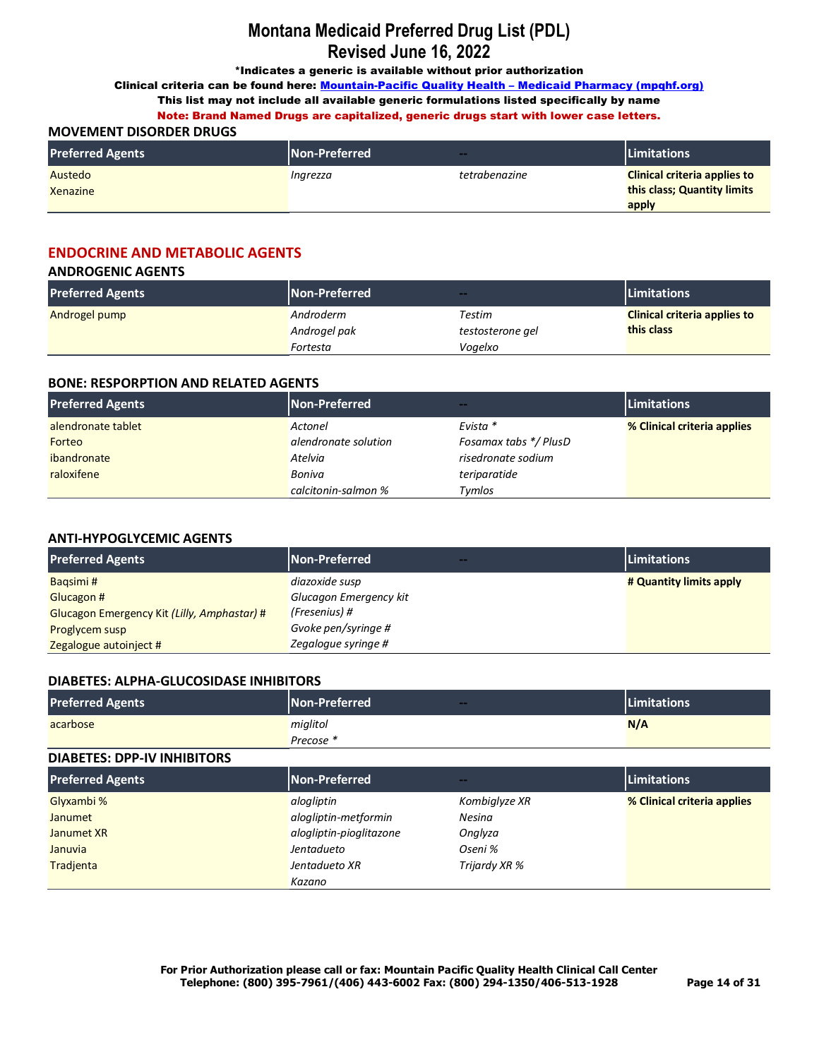# Montana Medicaid Preferred Drug List (PDL)
## Revised June 16, 2022

**\*Indicates a generic is available without prior authorization**

**Clinical criteria can be found here: Mountain-Pacific Quality Health – Medicaid Pharmacy (mpqhf.org)**

**This list may not include all available generic formulations listed specifically by name**

**Note: Brand Named Drugs are capitalized, generic drugs start with lower case letters.**

### MOVEMENT DISORDER DRUGS

| Preferred Agents | Non-Preferred | -- | Limitations |
|---|---|---|---|
| Austedo<br>Xenazine | *Ingrezza* | *tetrabenazine* | **Clinical criteria applies to this class; Quantity limits apply** |

## ENDOCRINE AND METABOLIC AGENTS

### ANDROGENIC AGENTS

| Preferred Agents | Non-Preferred | -- | Limitations |
|---|---|---|---|
| Androgel pump | *Androderm*<br>*Androgel pak*<br>*Fortesta* | *Testim*<br>*testosterone gel*<br>*Vogelxo* | **Clinical criteria applies to this class** |

### BONE: RESPORPTION AND RELATED AGENTS

| Preferred Agents | Non-Preferred | -- | Limitations |
|---|---|---|---|
| alendronate tablet<br>Forteo<br>ibandronate<br>raloxifene | *Actonel*<br>*alendronate solution*<br>*Atelvia*<br>*Boniva*<br>*calcitonin-salmon %* | *Evista \**<br>*Fosamax tabs \*/ PlusD*<br>*risedronate sodium*<br>*teriparatide*<br>*Tymlos* | **% Clinical criteria applies** |

### ANTI-HYPOGLYCEMIC AGENTS

| Preferred Agents | Non-Preferred | -- | Limitations |
|---|---|---|---|
| Baqsimi #<br>Glucagon #<br>Glucagon Emergency Kit *(Lilly, Amphastar)* #<br>Proglycem susp<br>Zegalogue autoinject # | *diazoxide susp*<br>*Glucagon Emergency kit (Fresenius) #*<br>*Gvoke pen/syringe #*<br>*Zegalogue syringe #* | | **# Quantity limits apply** |

### DIABETES: ALPHA-GLUCOSIDASE INHIBITORS

| Preferred Agents | Non-Preferred | -- | Limitations |
|---|---|---|---|
| acarbose | *miglitol*<br>*Precose \** | | **N/A** |

### DIABETES: DPP-IV INHIBITORS

| Preferred Agents | Non-Preferred | -- | Limitations |
|---|---|---|---|
| Glyxambi %<br>Janumet<br>Janumet XR<br>Januvia<br>Tradjenta | *alogliptin*<br>*alogliptin-metformin*<br>*alogliptin-pioglitazone*<br>*Jentadueto*<br>*Jentadueto XR*<br>*Kazano* | *Kombiglyze XR*<br>*Nesina*<br>*Onglyza*<br>*Oseni %*<br>*Trijardy XR %* | **% Clinical criteria applies** |

**For Prior Authorization please call or fax: Mountain Pacific Quality Health Clinical Call Center**
**Telephone: (800) 395-7961/(406) 443-6002 Fax: (800) 294-1350/406-513-1928**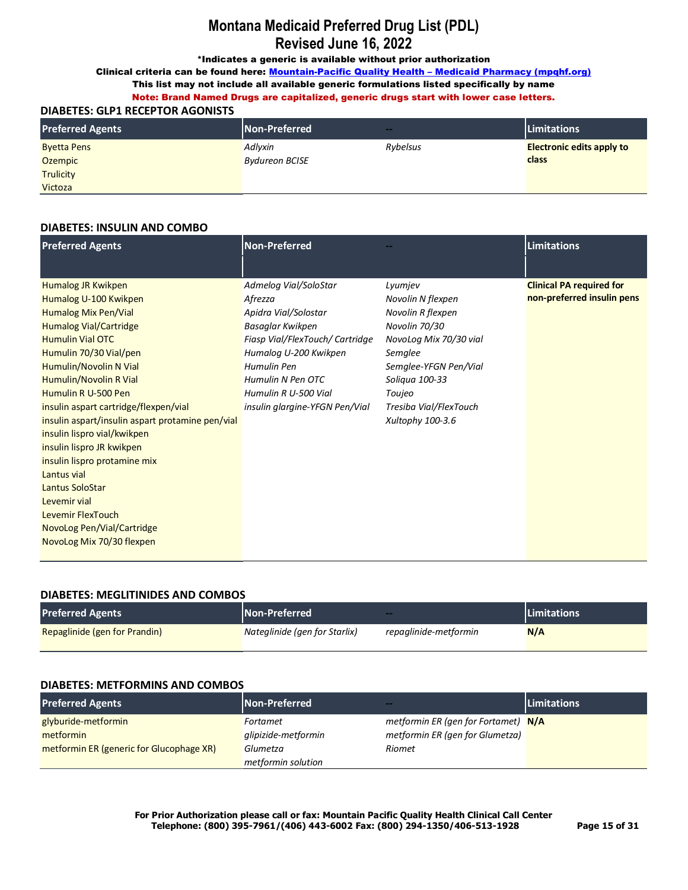# Montana Medicaid Preferred Drug List (PDL)

## Revised June 16, 2022

**\*Indicates a generic is available without prior authorization**

**Clinical criteria can be found here: [Mountain-Pacific Quality Health – Medicaid Pharmacy (mpqhf.org)]**

**This list may not include all available generic formulations listed specifically by name**

**Note: Brand Named Drugs are capitalized, generic drugs start with lower case letters.**

### DIABETES: GLP1 RECEPTOR AGONISTS

| Preferred Agents | Non-Preferred | -- | Limitations |
|---|---|---|---|
| Byetta Pens | *Adlyxin* | *Rybelsus* | **Electronic edits apply to class** |
| Ozempic | *Bydureon BCISE* | | |
| Trulicity | | | |
| Victoza | | | |

### DIABETES: INSULIN AND COMBO

| Preferred Agents | Non-Preferred | -- | Limitations |
|---|---|---|---|
| Humalog JR Kwikpen | *Admelog Vial/SoloStar* | *Lyumjev* | **Clinical PA required for non-preferred insulin pens** |
| Humalog U-100 Kwikpen | *Afrezza* | *Novolin N flexpen* | |
| Humalog Mix Pen/Vial | *Apidra Vial/Solostar* | *Novolin R flexpen* | |
| Humalog Vial/Cartridge | *Basaglar Kwikpen* | *Novolin 70/30* | |
| Humulin Vial OTC | *Fiasp Vial/FlexTouch/ Cartridge* | *NovoLog Mix 70/30 vial* | |
| Humulin 70/30 Vial/pen | *Humalog U-200 Kwikpen* | *Semglee* | |
| Humulin/Novolin N Vial | *Humulin Pen* | *Semglee-YFGN Pen/Vial* | |
| Humulin/Novolin R Vial | *Humulin N Pen OTC* | *Soliqua 100-33* | |
| Humulin R U-500 Pen | *Humulin R U-500 Vial* | *Toujeo* | |
| insulin aspart cartridge/flexpen/vial | *insulin glargine-YFGN Pen/Vial* | *Tresiba Vial/FlexTouch* | |
| insulin aspart/insulin aspart protamine pen/vial | | *Xultophy 100-3.6* | |
| insulin lispro vial/kwikpen | | | |
| insulin lispro JR kwikpen | | | |
| insulin lispro protamine mix | | | |
| Lantus vial | | | |
| Lantus SoloStar | | | |
| Levemir vial | | | |
| Levemir FlexTouch | | | |
| NovoLog Pen/Vial/Cartridge | | | |
| NovoLog Mix 70/30 flexpen | | | |

### DIABETES: MEGLITINIDES AND COMBOS

| Preferred Agents | Non-Preferred | -- | Limitations |
|---|---|---|---|
| Repaglinide (gen for Prandin) | *Nateglinide (gen for Starlix)* | *repaglinide-metformin* | **N/A** |

### DIABETES: METFORMINS AND COMBOS

| Preferred Agents | Non-Preferred | -- | Limitations |
|---|---|---|---|
| glyburide-metformin | *Fortamet* | *metformin ER (gen for Fortamet)* | **N/A** |
| metformin | *glipizide-metformin* | *metformin ER (gen for Glumetza)* | |
| metformin ER (generic for Glucophage XR) | *Glumetza* | *Riomet* | |
| | *metformin solution* | | |

**For Prior Authorization please call or fax: Mountain Pacific Quality Health Clinical Call Center**
**Telephone: (800) 395-7961/(406) 443-6002 Fax: (800) 294-1350/406-513-1928**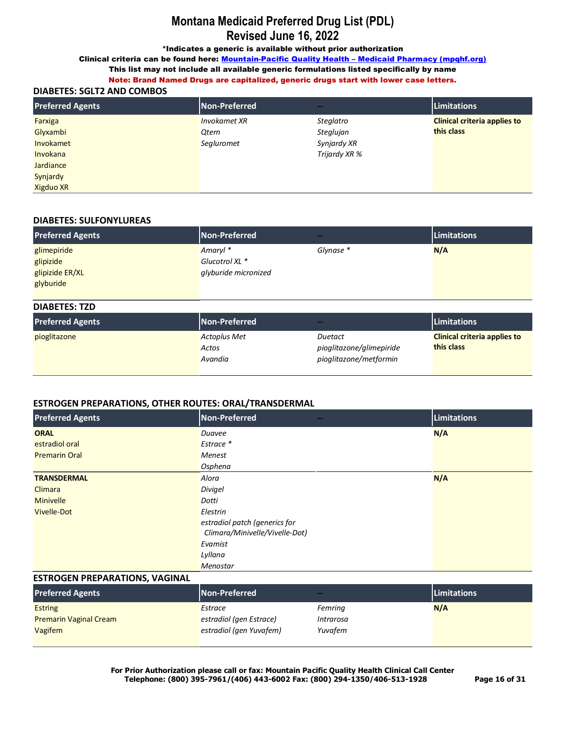# Montana Medicaid Preferred Drug List (PDL)

## Revised June 16, 2022

**\*Indicates a generic is available without prior authorization**

**Clinical criteria can be found here: [Mountain-Pacific Quality Health – Medicaid Pharmacy (mpqhf.org)](Mountain-Pacific Quality Health – Medicaid Pharmacy (mpqhf.org))**

**This list may not include all available generic formulations listed specifically by name**

**Note: Brand Named Drugs are capitalized, generic drugs start with lower case letters.**

### DIABETES: SGLT2 AND COMBOS

| Preferred Agents | Non-Preferred | -- | Limitations |
|---|---|---|---|
| Farxiga | *Invokamet XR* | *Steglatro* | **Clinical criteria applies to this class** |
| Glyxambi | *Qtern* | *Steglujan* | |
| Invokamet | *Segluromet* | *Synjardy XR* | |
| Invokana | | *Trijardy XR %* | |
| Jardiance | | | |
| Synjardy | | | |
| Xigduo XR | | | |

### DIABETES: SULFONYLUREAS

| Preferred Agents | Non-Preferred | -- | Limitations |
|---|---|---|---|
| glimepiride | *Amaryl \** | *Glynase \** | **N/A** |
| glipizide | *Glucotrol XL \** | | |
| glipizide ER/XL | *glyburide micronized* | | |
| glyburide | | | |

### DIABETES: TZD

| Preferred Agents | Non-Preferred | -- | Limitations |
|---|---|---|---|
| pioglitazone | *Actoplus Met* | *Duetact* | **Clinical criteria applies to this class** |
| | *Actos* | *pioglitazone/glimepiride* | |
| | *Avandia* | *pioglitazone/metformin* | |

### ESTROGEN PREPARATIONS, OTHER ROUTES: ORAL/TRANSDERMAL

| Preferred Agents | Non-Preferred | -- | Limitations |
|---|---|---|---|
| **ORAL** | *Duavee* | | **N/A** |
| estradiol oral | *Estrace \** | | |
| Premarin Oral | *Menest* | | |
| | *Osphena* | | |
| **TRANSDERMAL** | *Alora* | | **N/A** |
| Climara | *Divigel* | | |
| Minivelle | *Dotti* | | |
| Vivelle-Dot | *Elestrin* | | |
| | *estradiol patch (generics for Climara/Minivelle/Vivelle-Dot)* | | |
| | *Evamist* | | |
| | *Lyllana* | | |
| | *Menostar* | | |

### ESTROGEN PREPARATIONS, VAGINAL

| Preferred Agents | Non-Preferred | -- | Limitations |
|---|---|---|---|
| Estring | *Estrace* | *Femring* | **N/A** |
| Premarin Vaginal Cream | *estradiol (gen Estrace)* | *Intrarosa* | |
| Vagifem | *estradiol (gen Yuvafem)* | *Yuvafem* | |

**For Prior Authorization please call or fax: Mountain Pacific Quality Health Clinical Call Center**
**Telephone: (800) 395-7961/(406) 443-6002 Fax: (800) 294-1350/406-513-1928**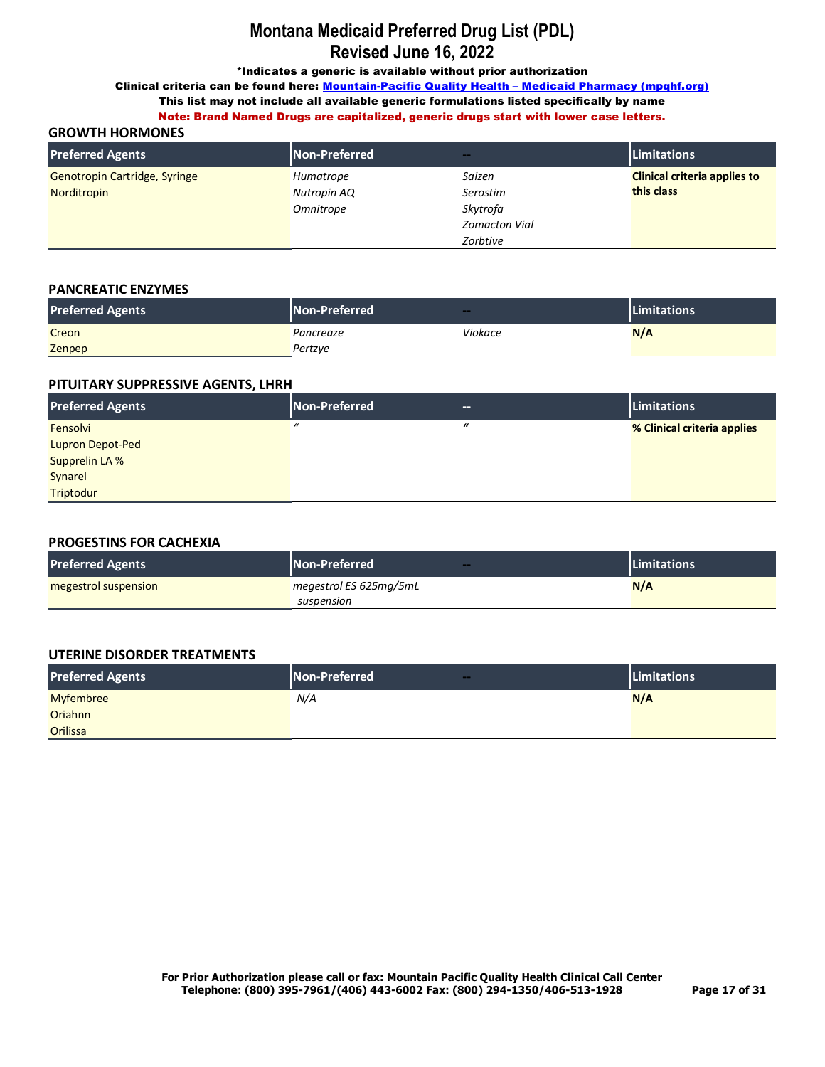# Montana Medicaid Preferred Drug List (PDL)
## Revised June 16, 2022

**\*Indicates a generic is available without prior authorization**

**Clinical criteria can be found here: [Mountain-Pacific Quality Health – Medicaid Pharmacy (mpqhf.org)]()**

**This list may not include all available generic formulations listed specifically by name**

**Note: Brand Named Drugs are capitalized, generic drugs start with lower case letters.**

### GROWTH HORMONES

| Preferred Agents | Non-Preferred | -- | Limitations |
|---|---|---|---|
| Genotropin Cartridge, Syringe<br>Norditropin | *Humatrope*<br>*Nutropin AQ*<br>*Omnitrope* | *Saizen*<br>*Serostim*<br>*Skytrofa*<br>*Zomacton Vial*<br>*Zorbtive* | **Clinical criteria applies to this class** |

### PANCREATIC ENZYMES

| Preferred Agents | Non-Preferred | -- | Limitations |
|---|---|---|---|
| Creon<br>Zenpep | *Pancreaze*<br>*Pertzye* | *Viokace* | **N/A** |

### PITUITARY SUPPRESSIVE AGENTS, LHRH

| Preferred Agents | Non-Preferred | -- | Limitations |
|---|---|---|---|
| Fensolvi<br>Lupron Depot-Ped<br>Supprelin LA %<br>Synarel<br>Triptodur | *"* | *"* | **% Clinical criteria applies** |

### PROGESTINS FOR CACHEXIA

| Preferred Agents | Non-Preferred | -- | Limitations |
|---|---|---|---|
| megestrol suspension | *megestrol ES 625mg/5mL suspension* | | **N/A** |

### UTERINE DISORDER TREATMENTS

| Preferred Agents | Non-Preferred | -- | Limitations |
|---|---|---|---|
| Myfembree<br>Oriahnn<br>Orilissa | *N/A* | | **N/A** |

**For Prior Authorization please call or fax: Mountain Pacific Quality Health Clinical Call Center**
**Telephone: (800) 395-7961/(406) 443-6002 Fax: (800) 294-1350/406-513-1928**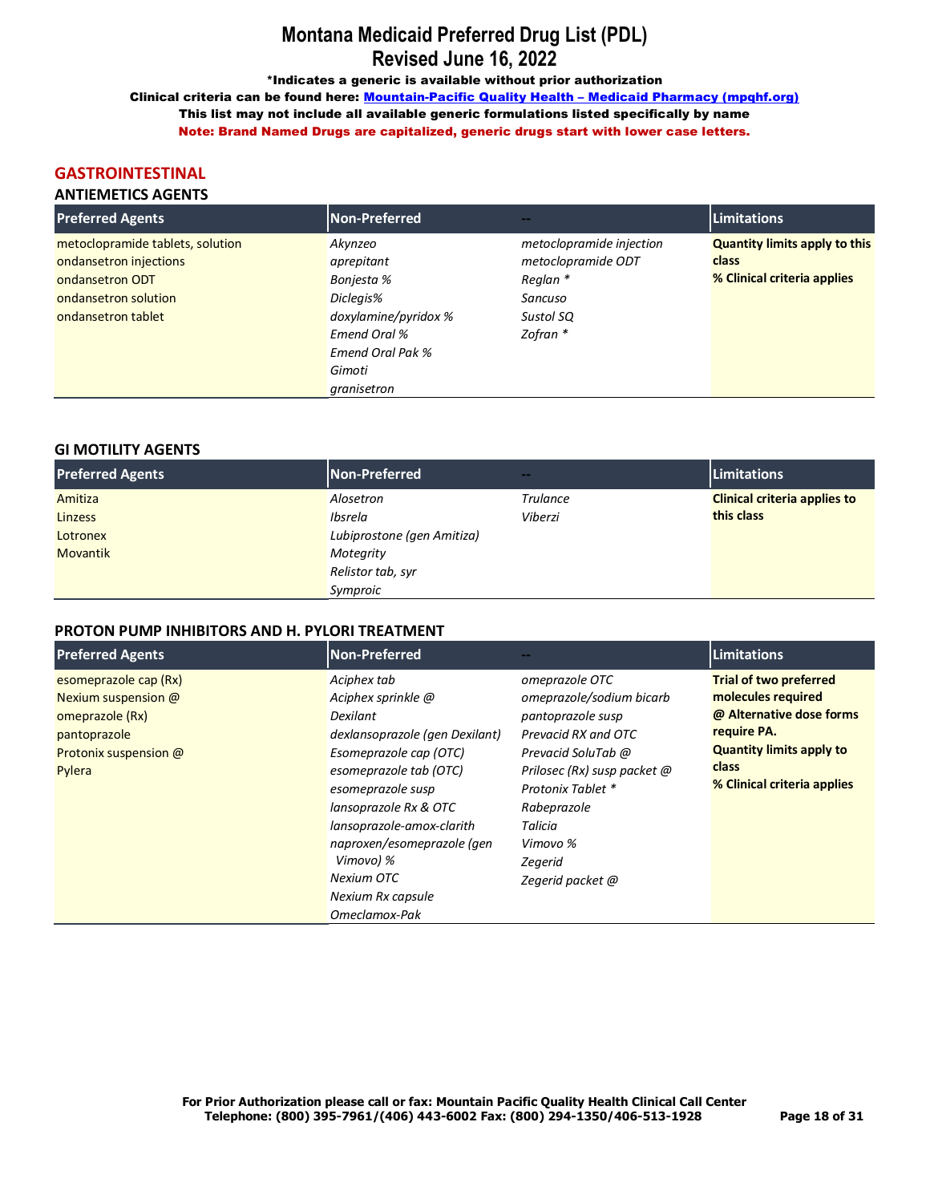# Montana Medicaid Preferred Drug List (PDL)
## Revised June 16, 2022

**\*Indicates a generic is available without prior authorization**

**Clinical criteria can be found here: Mountain-Pacific Quality Health – Medicaid Pharmacy (mpqhf.org)**

**This list may not include all available generic formulations listed specifically by name**

**Note: Brand Named Drugs are capitalized, generic drugs start with lower case letters.**

## GASTROINTESTINAL

### ANTIEMETICS AGENTS

| Preferred Agents | Non-Preferred | -- | Limitations |
|---|---|---|---|
| metoclopramide tablets, solution | *Akynzeo* | *metoclopramide injection* | **Quantity limits apply to this class** |
| ondansetron injections | *aprepitant* | *metoclopramide ODT* | **% Clinical criteria applies** |
| ondansetron ODT | *Bonjesta %* | *Reglan \** | |
| ondansetron solution | *Diclegis%* | *Sancuso* | |
| ondansetron tablet | *doxylamine/pyridox %* | *Sustol SQ* | |
| | *Emend Oral %* | *Zofran \** | |
| | *Emend Oral Pak %* | | |
| | *Gimoti* | | |
| | *granisetron* | | |

### GI MOTILITY AGENTS

| Preferred Agents | Non-Preferred | -- | Limitations |
|---|---|---|---|
| Amitiza | *Alosetron* | *Trulance* | **Clinical criteria applies to this class** |
| Linzess | *Ibsrela* | *Viberzi* | |
| Lotronex | *Lubiprostone (gen Amitiza)* | | |
| Movantik | *Motegrity* | | |
| | *Relistor tab, syr* | | |
| | *Symproic* | | |

### PROTON PUMP INHIBITORS AND H. PYLORI TREATMENT

| Preferred Agents | Non-Preferred | -- | Limitations |
|---|---|---|---|
| esomeprazole cap (Rx) | *Aciphex tab* | *omeprazole OTC* | **Trial of two preferred molecules required** |
| Nexium suspension @ | *Aciphex sprinkle @* | *omeprazole/sodium bicarb* | **@ Alternative dose forms require PA.** |
| omeprazole (Rx) | *Dexilant* | *pantoprazole susp* | **Quantity limits apply to class** |
| pantoprazole | *dexlansoprazole (gen Dexilant)* | *Prevacid RX and OTC* | **% Clinical criteria applies** |
| Protonix suspension @ | *Esomeprazole cap (OTC)* | *Prevacid SoluTab @* | |
| Pylera | *esomeprazole tab (OTC)* | *Prilosec (Rx) susp packet @* | |
| | *esomeprazole susp* | *Protonix Tablet \** | |
| | *lansoprazole Rx & OTC* | *Rabeprazole* | |
| | *lansoprazole-amox-clarith* | *Talicia* | |
| | *naproxen/esomeprazole (gen Vimovo) %* | *Vimovo %* | |
| | *Nexium OTC* | *Zegerid* | |
| | *Nexium Rx capsule* | *Zegerid packet @* | |
| | *Omeclamox-Pak* | | |

**For Prior Authorization please call or fax: Mountain Pacific Quality Health Clinical Call Center**
**Telephone: (800) 395-7961/(406) 443-6002 Fax: (800) 294-1350/406-513-1928**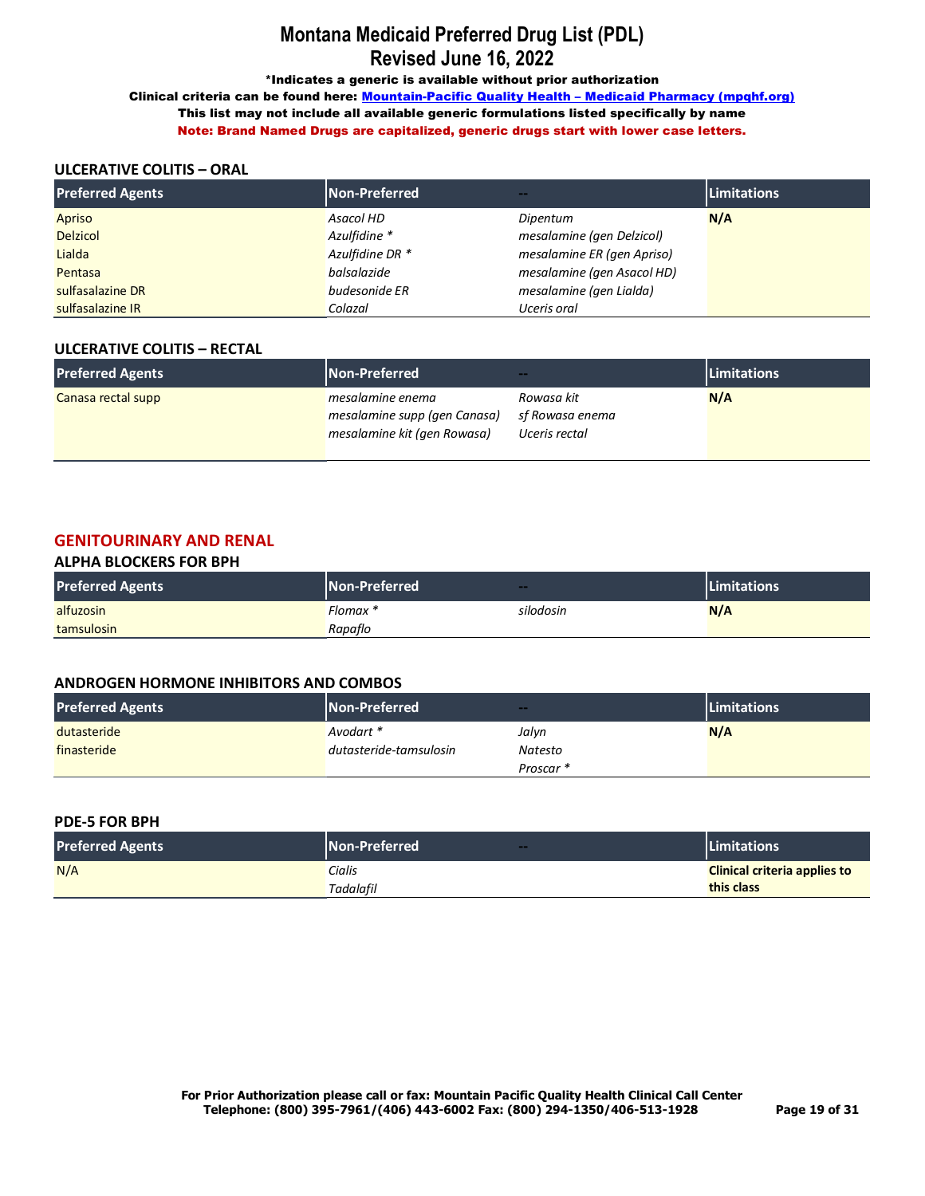# Montana Medicaid Preferred Drug List (PDL)
# Revised June 16, 2022

**\*Indicates a generic is available without prior authorization**

**Clinical criteria can be found here: [Mountain-Pacific Quality Health – Medicaid Pharmacy (mpqhf.org)](mpqhf.org)**

**This list may not include all available generic formulations listed specifically by name**

**Note: Brand Named Drugs are capitalized, generic drugs start with lower case letters.**

### ULCERATIVE COLITIS – ORAL

| Preferred Agents | Non-Preferred | -- | Limitations |
|---|---|---|---|
| Apriso | *Asacol HD* | *Dipentum* | **N/A** |
| Delzicol | *Azulfidine \** | *mesalamine (gen Delzicol)* | |
| Lialda | *Azulfidine DR \** | *mesalamine ER (gen Apriso)* | |
| Pentasa | *balsalazide* | *mesalamine (gen Asacol HD)* | |
| sulfasalazine DR | *budesonide ER* | *mesalamine (gen Lialda)* | |
| sulfasalazine IR | *Colazal* | *Uceris oral* | |

### ULCERATIVE COLITIS – RECTAL

| Preferred Agents | Non-Preferred | -- | Limitations |
|---|---|---|---|
| Canasa rectal supp | *mesalamine enema* | *Rowasa kit* | **N/A** |
| | *mesalamine supp (gen Canasa)* | *sf Rowasa enema* | |
| | *mesalamine kit (gen Rowasa)* | *Uceris rectal* | |

## GENITOURINARY AND RENAL

### ALPHA BLOCKERS FOR BPH

| Preferred Agents | Non-Preferred | -- | Limitations |
|---|---|---|---|
| alfuzosin | *Flomax \** | *silodosin* | **N/A** |
| tamsulosin | *Rapaflo* | | |

### ANDROGEN HORMONE INHIBITORS AND COMBOS

| Preferred Agents | Non-Preferred | -- | Limitations |
|---|---|---|---|
| dutasteride | *Avodart \** | *Jalyn* | **N/A** |
| finasteride | *dutasteride-tamsulosin* | *Natesto* | |
| | | *Proscar \** | |

### PDE-5 FOR BPH

| Preferred Agents | Non-Preferred | -- | Limitations |
|---|---|---|---|
| N/A | *Cialis* | | **Clinical criteria applies to this class** |
| | *Tadalafil* | | |

**For Prior Authorization please call or fax: Mountain Pacific Quality Health Clinical Call Center**
**Telephone: (800) 395-7961/(406) 443-6002 Fax: (800) 294-1350/406-513-1928**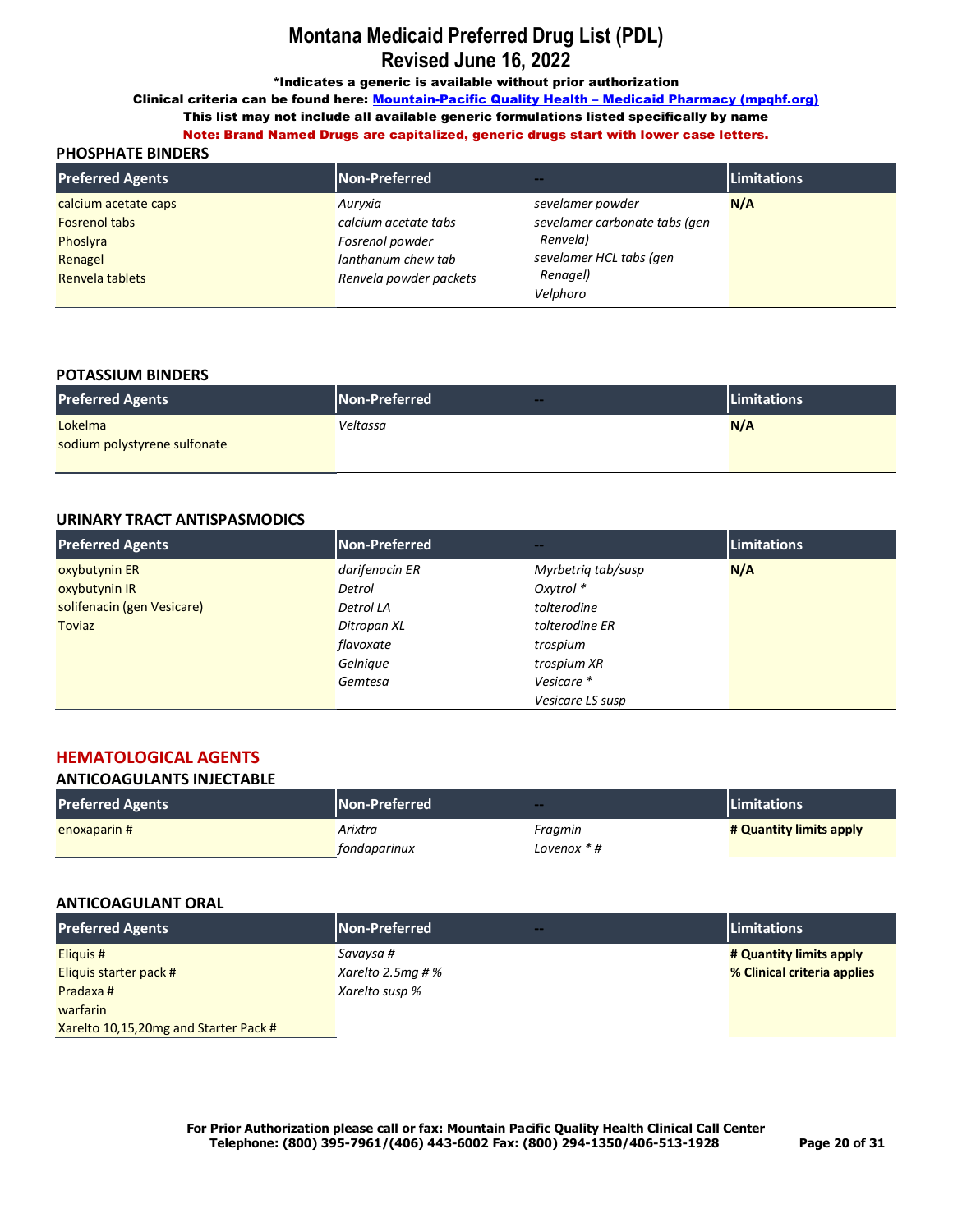# Montana Medicaid Preferred Drug List (PDL)
## Revised June 16, 2022

**\*Indicates a generic is available without prior authorization**

**Clinical criteria can be found here: Mountain-Pacific Quality Health – Medicaid Pharmacy (mpqhf.org)**

**This list may not include all available generic formulations listed specifically by name**

**Note: Brand Named Drugs are capitalized, generic drugs start with lower case letters.**

### PHOSPHATE BINDERS

| Preferred Agents | Non-Preferred | -- | Limitations |
|---|---|---|---|
| calcium acetate caps<br>Fosrenol tabs<br>Phoslyra<br>Renagel<br>Renvela tablets | *Auryxia*<br>*calcium acetate tabs*<br>*Fosrenol powder*<br>*lanthanum chew tab*<br>*Renvela powder packets* | *sevelamer powder*<br>*sevelamer carbonate tabs (gen Renvela)*<br>*sevelamer HCL tabs (gen Renagel)*<br>*Velphoro* | **N/A** |

### POTASSIUM BINDERS

| Preferred Agents | Non-Preferred | -- | Limitations |
|---|---|---|---|
| Lokelma<br>sodium polystyrene sulfonate | *Veltassa* | | **N/A** |

### URINARY TRACT ANTISPASMODICS

| Preferred Agents | Non-Preferred | -- | Limitations |
|---|---|---|---|
| oxybutynin ER<br>oxybutynin IR<br>solifenacin (gen Vesicare)<br>Toviaz | *darifenacin ER*<br>*Detrol*<br>*Detrol LA*<br>*Ditropan XL*<br>*flavoxate*<br>*Gelnique*<br>*Gemtesa* | *Myrbetriq tab/susp*<br>*Oxytrol \**<br>*tolterodine*<br>*tolterodine ER*<br>*trospium*<br>*trospium XR*<br>*Vesicare \**<br>*Vesicare LS susp* | **N/A** |

## HEMATOLOGICAL AGENTS

### ANTICOAGULANTS INJECTABLE

| Preferred Agents | Non-Preferred | -- | Limitations |
|---|---|---|---|
| enoxaparin # | *Arixtra*<br>*fondaparinux* | *Fragmin*<br>*Lovenox \* #* | **# Quantity limits apply** |

### ANTICOAGULANT ORAL

| Preferred Agents | Non-Preferred | -- | Limitations |
|---|---|---|---|
| Eliquis #<br>Eliquis starter pack #<br>Pradaxa #<br>warfarin<br>Xarelto 10,15,20mg and Starter Pack # | *Savaysa #*<br>*Xarelto 2.5mg # %*<br>*Xarelto susp %* | | **# Quantity limits apply**<br>**% Clinical criteria applies** |

**For Prior Authorization please call or fax: Mountain Pacific Quality Health Clinical Call Center**
**Telephone: (800) 395-7961/(406) 443-6002 Fax: (800) 294-1350/406-513-1928**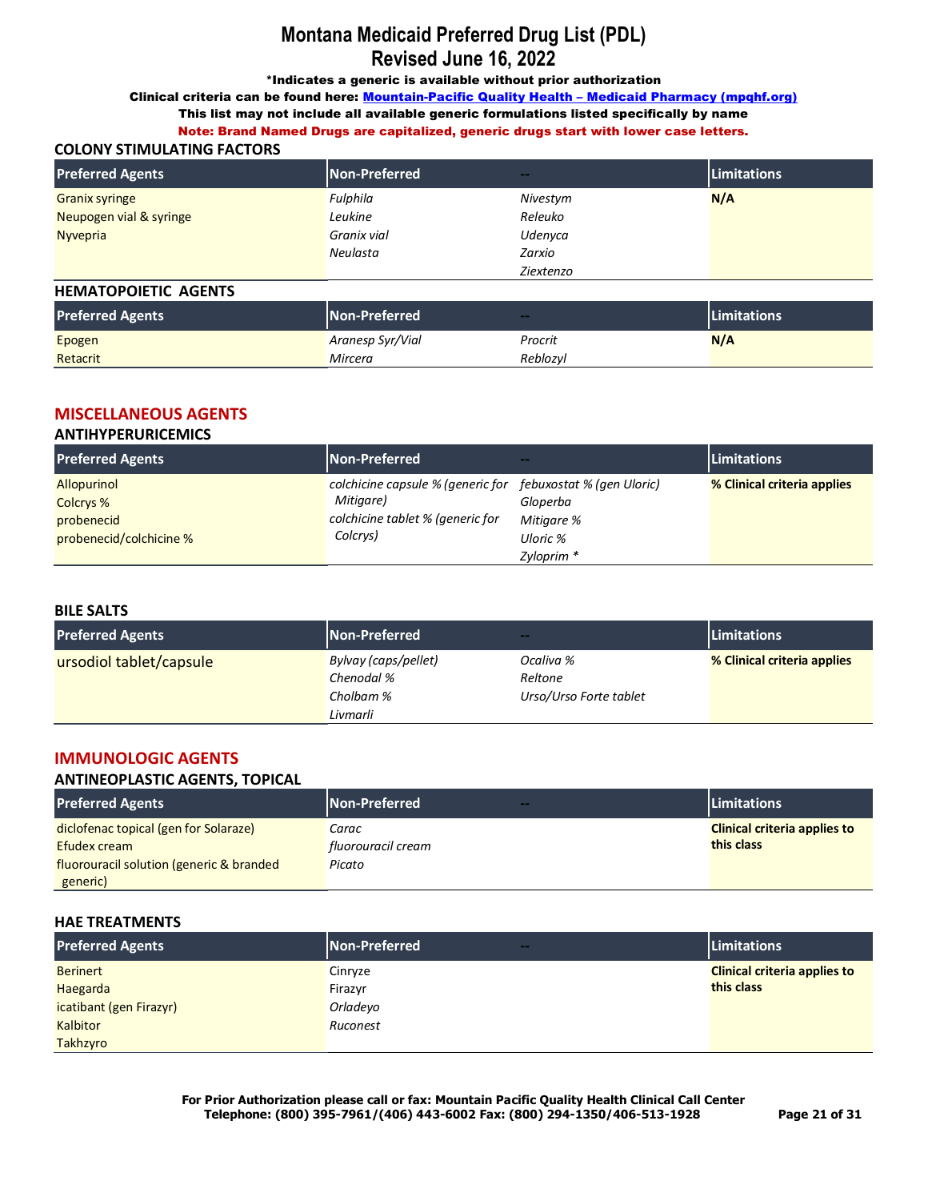# Montana Medicaid Preferred Drug List (PDL)
# Revised June 16, 2022

**\*Indicates a generic is available without prior authorization**

**Clinical criteria can be found here: Mountain-Pacific Quality Health – Medicaid Pharmacy (mpqhf.org)**

**This list may not include all available generic formulations listed specifically by name**

**Note: Brand Named Drugs are capitalized, generic drugs start with lower case letters.**

### COLONY STIMULATING FACTORS

| Preferred Agents | Non-Preferred | -- | Limitations |
|---|---|---|---|
| Granix syringe | *Fulphila* | *Nivestym* | **N/A** |
| Neupogen vial & syringe | *Leukine* | *Releuko* | |
| Nyvepria | *Granix vial* | *Udenyca* | |
| | *Neulasta* | *Zarxio* | |
| | | *Ziextenzo* | |

### HEMATOPOIETIC AGENTS

| Preferred Agents | Non-Preferred | -- | Limitations |
|---|---|---|---|
| Epogen | *Aranesp Syr/Vial* | *Procrit* | **N/A** |
| Retacrit | *Mircera* | *Reblozyl* | |

## MISCELLANEOUS AGENTS

### ANTIHYPERURICEMICS

| Preferred Agents | Non-Preferred | -- | Limitations |
|---|---|---|---|
| Allopurinol | *colchicine capsule % (generic for Mitigare)* | *febuxostat % (gen Uloric)* | **% Clinical criteria applies** |
| Colcrys % | *colchicine tablet % (generic for Colcrys)* | *Gloperba* | |
| probenecid | | *Mitigare %* | |
| probenecid/colchicine % | | *Uloric %* | |
| | | *Zyloprim \** | |

### BILE SALTS

| Preferred Agents | Non-Preferred | -- | Limitations |
|---|---|---|---|
| ursodiol tablet/capsule | *Bylvay (caps/pellet)* | *Ocaliva %* | **% Clinical criteria applies** |
| | *Chenodal %* | *Reltone* | |
| | *Cholbam %* | *Urso/Urso Forte tablet* | |
| | *Livmarli* | | |

## IMMUNOLOGIC AGENTS

### ANTINEOPLASTIC AGENTS, TOPICAL

| Preferred Agents | Non-Preferred | -- | Limitations |
|---|---|---|---|
| diclofenac topical (gen for Solaraze) | *Carac* | | **Clinical criteria applies to this class** |
| Efudex cream | *fluorouracil cream* | | |
| fluorouracil solution (generic & branded generic) | *Picato* | | |

### HAE TREATMENTS

| Preferred Agents | Non-Preferred | -- | Limitations |
|---|---|---|---|
| Berinert | Cinryze | | **Clinical criteria applies to this class** |
| Haegarda | Firazyr | | |
| icatibant (gen Firazyr) | *Orladeyo* | | |
| Kalbitor | *Ruconest* | | |
| Takhzyro | | | |

**For Prior Authorization please call or fax: Mountain Pacific Quality Health Clinical Call Center**
**Telephone: (800) 395-7961/(406) 443-6002 Fax: (800) 294-1350/406-513-1928**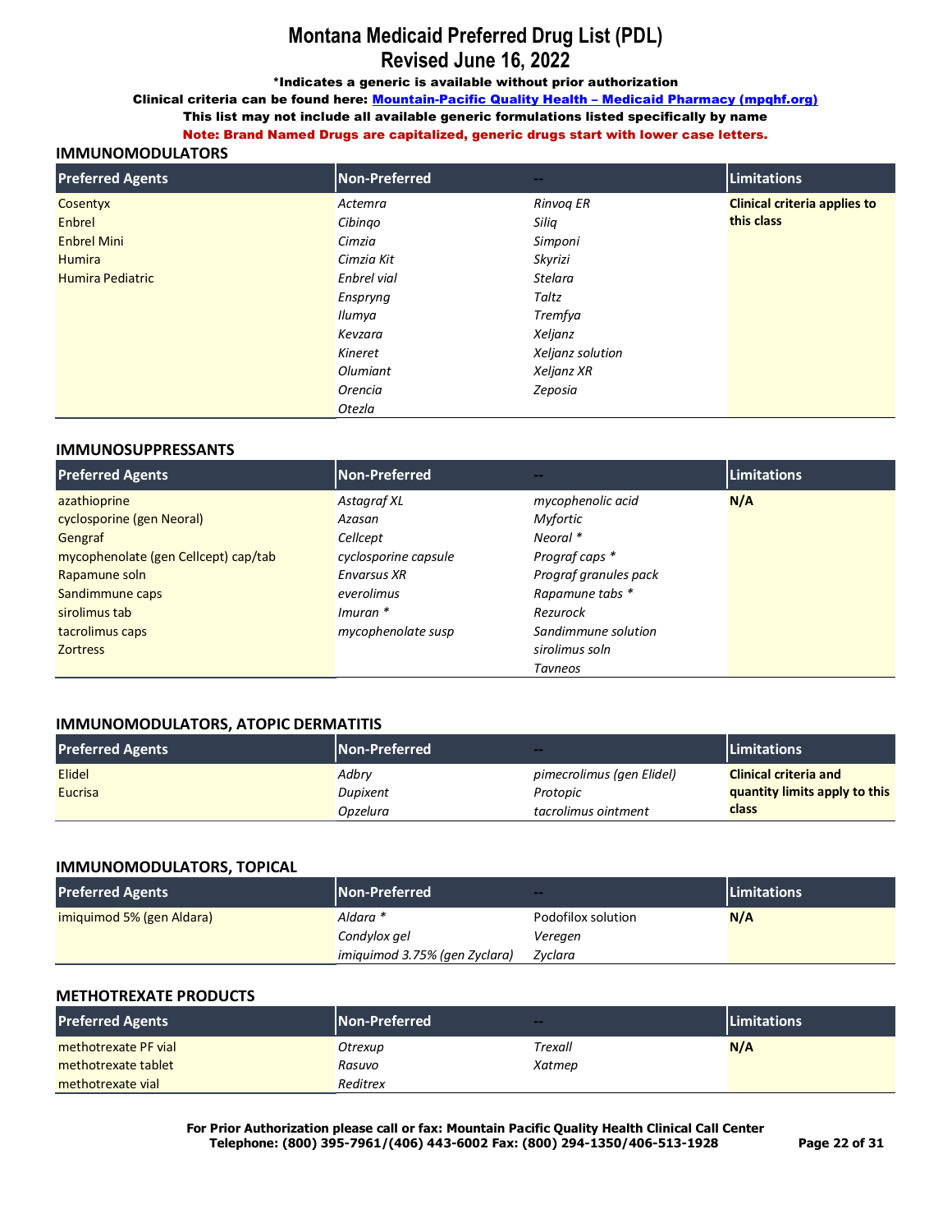# Montana Medicaid Preferred Drug List (PDL)
## Revised June 16, 2022

**\*Indicates a generic is available without prior authorization**

**Clinical criteria can be found here: [Mountain-Pacific Quality Health – Medicaid Pharmacy (mpqhf.org)](https://mpqhf.org)**

**This list may not include all available generic formulations listed specifically by name**

**Note: Brand Named Drugs are capitalized, generic drugs start with lower case letters.**

### IMMUNOMODULATORS

| Preferred Agents | Non-Preferred | -- | Limitations |
|---|---|---|---|
| Cosentyx | *Actemra* | *Rinvoq ER* | **Clinical criteria applies to this class** |
| Enbrel | *Cibinqo* | *Siliq* | |
| Enbrel Mini | *Cimzia* | *Simponi* | |
| Humira | *Cimzia Kit* | *Skyrizi* | |
| Humira Pediatric | *Enbrel vial* | *Stelara* | |
| | *Enspryng* | *Taltz* | |
| | *Ilumya* | *Tremfya* | |
| | *Kevzara* | *Xeljanz* | |
| | *Kineret* | *Xeljanz solution* | |
| | *Olumiant* | *Xeljanz XR* | |
| | *Orencia* | *Zeposia* | |
| | *Otezla* | | |

### IMMUNOSUPPRESSANTS

| Preferred Agents | Non-Preferred | -- | Limitations |
|---|---|---|---|
| azathioprine | *Astagraf XL* | *mycophenolic acid* | **N/A** |
| cyclosporine (gen Neoral) | *Azasan* | *Myfortic* | |
| Gengraf | *Cellcept* | *Neoral \** | |
| mycophenolate (gen Cellcept) cap/tab | *cyclosporine capsule* | *Prograf caps \** | |
| Rapamune soln | *Envarsus XR* | *Prograf granules pack* | |
| Sandimmune caps | *everolimus* | *Rapamune tabs \** | |
| sirolimus tab | *Imuran \** | *Rezurock* | |
| tacrolimus caps | *mycophenolate susp* | *Sandimmune solution* | |
| Zortress | | *sirolimus soln* | |
| | | *Tavneos* | |

### IMMUNOMODULATORS, ATOPIC DERMATITIS

| Preferred Agents | Non-Preferred | -- | Limitations |
|---|---|---|---|
| Elidel | *Adbry* | *pimecrolimus (gen Elidel)* | **Clinical criteria and quantity limits apply to this class** |
| Eucrisa | *Dupixent* | *Protopic* | |
| | *Opzelura* | *tacrolimus ointment* | |

### IMMUNOMODULATORS, TOPICAL

| Preferred Agents | Non-Preferred | -- | Limitations |
|---|---|---|---|
| imiquimod 5% (gen Aldara) | *Aldara \** | Podofilox solution | **N/A** |
| | *Condylox gel* | *Veregen* | |
| | *imiquimod 3.75% (gen Zyclara)* | *Zyclara* | |

### METHOTREXATE PRODUCTS

| Preferred Agents | Non-Preferred | -- | Limitations |
|---|---|---|---|
| methotrexate PF vial | *Otrexup* | *Trexall* | **N/A** |
| methotrexate tablet | *Rasuvo* | *Xatmep* | |
| methotrexate vial | *Reditrex* | | |

**For Prior Authorization please call or fax: Mountain Pacific Quality Health Clinical Call Center**
**Telephone: (800) 395-7961/(406) 443-6002 Fax: (800) 294-1350/406-513-1928**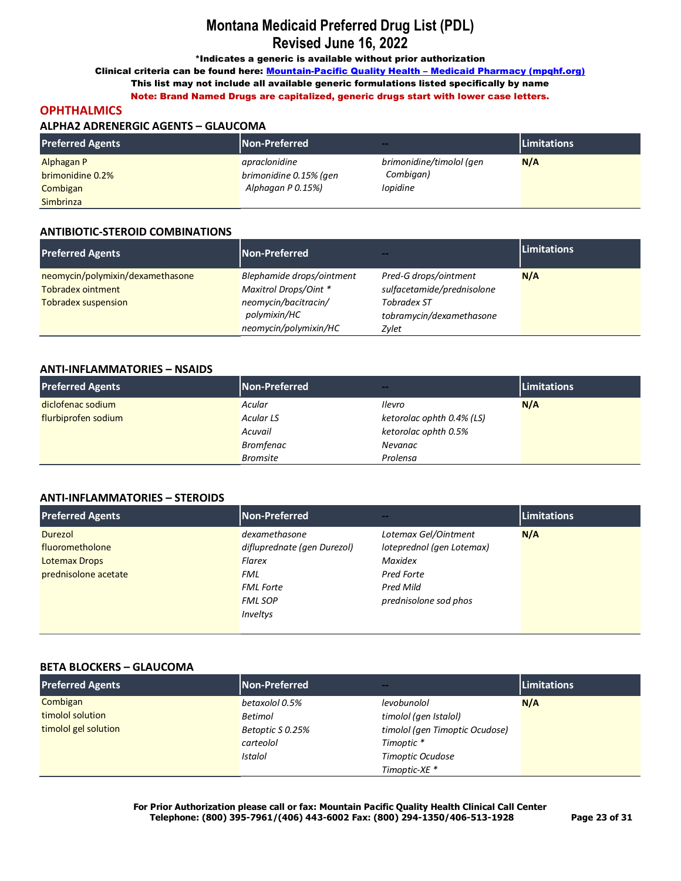# Montana Medicaid Preferred Drug List (PDL)
# Revised June 16, 2022

**\*Indicates a generic is available without prior authorization**

**Clinical criteria can be found here: [Mountain-Pacific Quality Health – Medicaid Pharmacy (mpqhf.org)]()**

**This list may not include all available generic formulations listed specifically by name**

**Note: Brand Named Drugs are capitalized, generic drugs start with lower case letters.**

## OPHTHALMICS

### ALPHA2 ADRENERGIC AGENTS – GLAUCOMA

| Preferred Agents | Non-Preferred | -- | Limitations |
|---|---|---|---|
| Alphagan P<br>brimonidine 0.2%<br>Combigan<br>Simbrinza | *apraclonidine*<br>*brimonidine 0.15% (gen Alphagan P 0.15%)* | *brimonidine/timolol (gen Combigan)*<br>*Iopidine* | **N/A** |

### ANTIBIOTIC-STEROID COMBINATIONS

| Preferred Agents | Non-Preferred | -- | Limitations |
|---|---|---|---|
| neomycin/polymixin/dexamethasone<br>Tobradex ointment<br>Tobradex suspension | *Blephamide drops/ointment*<br>*Maxitrol Drops/Oint \**<br>*neomycin/bacitracin/ polymixin/HC*<br>*neomycin/polymixin/HC* | *Pred-G drops/ointment*<br>*sulfacetamide/prednisolone*<br>*Tobradex ST*<br>*tobramycin/dexamethasone*<br>*Zylet* | **N/A** |

### ANTI-INFLAMMATORIES – NSAIDS

| Preferred Agents | Non-Preferred | -- | Limitations |
|---|---|---|---|
| diclofenac sodium<br>flurbiprofen sodium | *Acular*<br>*Acular LS*<br>*Acuvail*<br>*Bromfenac*<br>*Bromsite* | *Ilevro*<br>*ketorolac ophth 0.4% (LS)*<br>*ketorolac ophth 0.5%*<br>*Nevanac*<br>*Prolensa* | **N/A** |

### ANTI-INFLAMMATORIES – STEROIDS

| Preferred Agents | Non-Preferred | -- | Limitations |
|---|---|---|---|
| Durezol<br>fluorometholone<br>Lotemax Drops<br>prednisolone acetate | *dexamethasone*<br>*difluprednate (gen Durezol)*<br>*Flarex*<br>*FML*<br>*FML Forte*<br>*FML SOP*<br>*Inveltys* | *Lotemax Gel/Ointment*<br>*loteprednol (gen Lotemax)*<br>*Maxidex*<br>*Pred Forte*<br>*Pred Mild*<br>*prednisolone sod phos* | **N/A** |

### BETA BLOCKERS – GLAUCOMA

| Preferred Agents | Non-Preferred | -- | Limitations |
|---|---|---|---|
| Combigan<br>timolol solution<br>timolol gel solution | *betaxolol 0.5%*<br>*Betimol*<br>*Betoptic S 0.25%*<br>*carteolol*<br>*Istalol* | *levobunolol*<br>*timolol (gen Istalol)*<br>*timolol (gen Timoptic Ocudose)*<br>*Timoptic \**<br>*Timoptic Ocudose*<br>*Timoptic-XE \** | **N/A** |

**For Prior Authorization please call or fax: Mountain Pacific Quality Health Clinical Call Center**
**Telephone: (800) 395-7961/(406) 443-6002 Fax: (800) 294-1350/406-513-1928**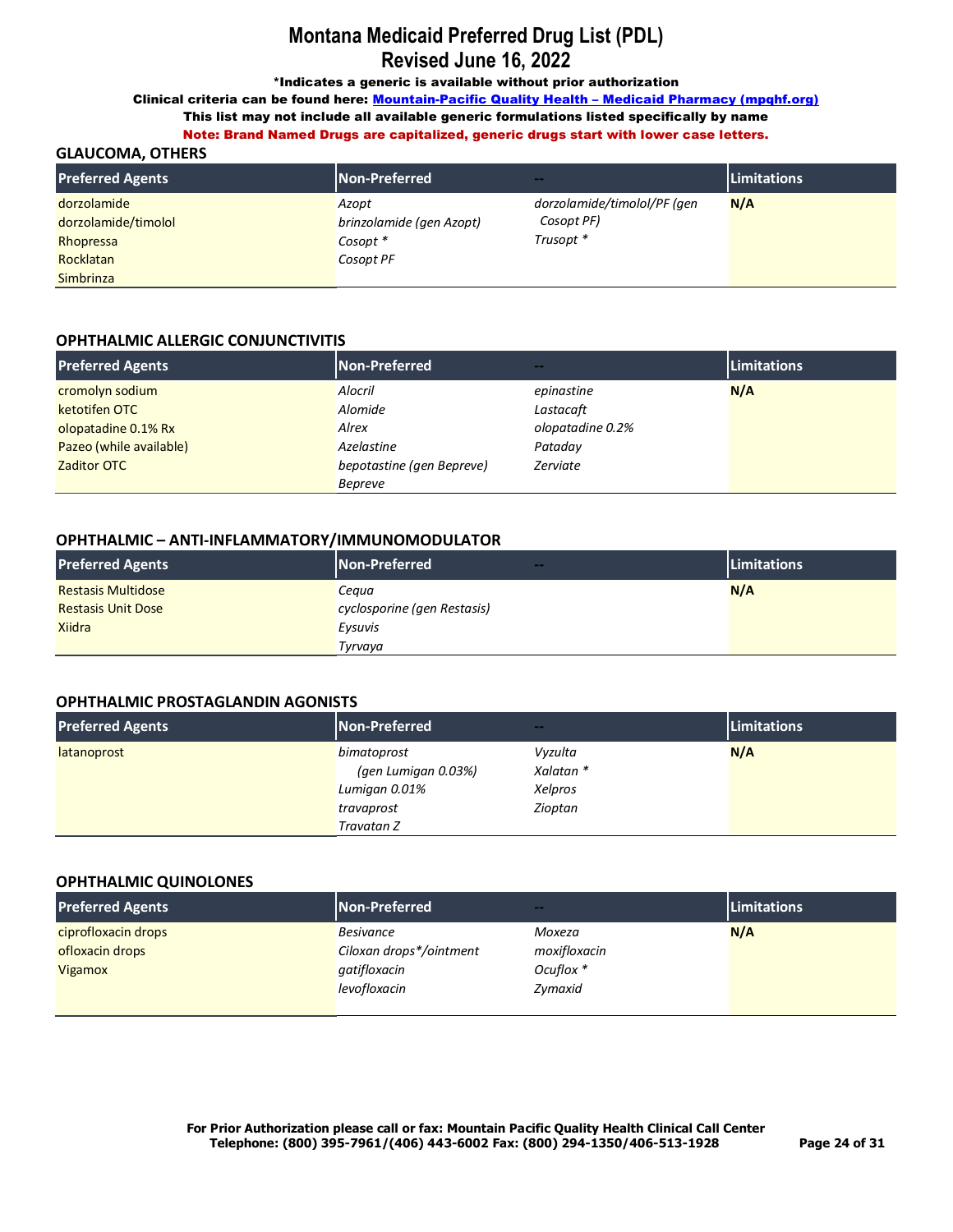# Montana Medicaid Preferred Drug List (PDL)
# Revised June 16, 2022

**\*Indicates a generic is available without prior authorization**

**Clinical criteria can be found here: [Mountain-Pacific Quality Health – Medicaid Pharmacy (mpqhf.org)]()**

**This list may not include all available generic formulations listed specifically by name**

**Note: Brand Named Drugs are capitalized, generic drugs start with lower case letters.**

### GLAUCOMA, OTHERS

| Preferred Agents | Non-Preferred | -- | Limitations |
|---|---|---|---|
| dorzolamide<br>dorzolamide/timolol<br>Rhopressa<br>Rocklatan<br>Simbrinza | *Azopt*<br>*brinzolamide (gen Azopt)*<br>*Cosopt \**<br>*Cosopt PF* | *dorzolamide/timolol/PF (gen Cosopt PF)*<br>*Trusopt \** | **N/A** |

### OPHTHALMIC ALLERGIC CONJUNCTIVITIS

| Preferred Agents | Non-Preferred | -- | Limitations |
|---|---|---|---|
| cromolyn sodium<br>ketotifen OTC<br>olopatadine 0.1% Rx<br>Pazeo (while available)<br>Zaditor OTC | *Alocril*<br>*Alomide*<br>*Alrex*<br>*Azelastine*<br>*bepotastine (gen Bepreve)*<br>*Bepreve* | *epinastine*<br>*Lastacaft*<br>*olopatadine 0.2%*<br>*Pataday*<br>*Zerviate* | **N/A** |

### OPHTHALMIC – ANTI-INFLAMMATORY/IMMUNOMODULATOR

| Preferred Agents | Non-Preferred | -- | Limitations |
|---|---|---|---|
| Restasis Multidose<br>Restasis Unit Dose<br>Xiidra | *Cequa*<br>*cyclosporine (gen Restasis)*<br>*Eysuvis*<br>*Tyrvaya* | | **N/A** |

### OPHTHALMIC PROSTAGLANDIN AGONISTS

| Preferred Agents | Non-Preferred | -- | Limitations |
|---|---|---|---|
| latanoprost | *bimatoprost (gen Lumigan 0.03%)*<br>*Lumigan 0.01%*<br>*travaprost*<br>*Travatan Z* | *Vyzulta*<br>*Xalatan \**<br>*Xelpros*<br>*Zioptan* | **N/A** |

### OPHTHALMIC QUINOLONES

| Preferred Agents | Non-Preferred | -- | Limitations |
|---|---|---|---|
| ciprofloxacin drops<br>ofloxacin drops<br>Vigamox | *Besivance*<br>*Ciloxan drops\*/ointment*<br>*gatifloxacin*<br>*levofloxacin* | *Moxeza*<br>*moxifloxacin*<br>*Ocuflox \**<br>*Zymaxid* | **N/A** |

**For Prior Authorization please call or fax: Mountain Pacific Quality Health Clinical Call Center**
**Telephone: (800) 395-7961/(406) 443-6002 Fax: (800) 294-1350/406-513-1928**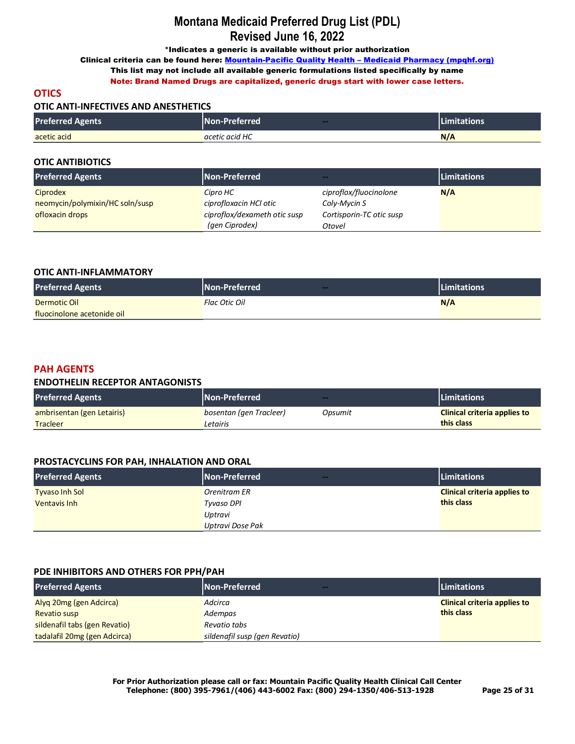# Montana Medicaid Preferred Drug List (PDL)
## Revised June 16, 2022

**\*Indicates a generic is available without prior authorization**

**Clinical criteria can be found here: Mountain-Pacific Quality Health – Medicaid Pharmacy (mpqhf.org)**

**This list may not include all available generic formulations listed specifically by name**

**Note: Brand Named Drugs are capitalized, generic drugs start with lower case letters.**

## OTICS

### OTIC ANTI-INFECTIVES AND ANESTHETICS

| Preferred Agents | Non-Preferred | -- | Limitations |
|---|---|---|---|
| acetic acid | *acetic acid HC* | | **N/A** |

### OTIC ANTIBIOTICS

| Preferred Agents | Non-Preferred | -- | Limitations |
|---|---|---|---|
| Ciprodex | *Cipro HC* | *ciproflox/fluocinolone* | **N/A** |
| neomycin/polymixin/HC soln/susp | *ciprofloxacin HCl otic* | *Coly-Mycin S* | |
| ofloxacin drops | *ciproflox/dexameth otic susp (gen Ciprodex)* | *Cortisporin-TC otic susp* | |
| | | *Otovel* | |

### OTIC ANTI-INFLAMMATORY

| Preferred Agents | Non-Preferred | -- | Limitations |
|---|---|---|---|
| Dermotic Oil | *Flac Otic Oil* | | **N/A** |
| fluocinolone acetonide oil | | | |

## PAH AGENTS

### ENDOTHELIN RECEPTOR ANTAGONISTS

| Preferred Agents | Non-Preferred | -- | Limitations |
|---|---|---|---|
| ambrisentan (gen Letairis) | *bosentan (gen Tracleer)* | *Opsumit* | **Clinical criteria applies to this class** |
| Tracleer | *Letairis* | | |

### PROSTACYCLINS FOR PAH, INHALATION AND ORAL

| Preferred Agents | Non-Preferred | -- | Limitations |
|---|---|---|---|
| Tyvaso Inh Sol | *Orenitram ER* | | **Clinical criteria applies to this class** |
| Ventavis Inh | *Tyvaso DPI* | | |
| | *Uptravi* | | |
| | *Uptravi Dose Pak* | | |

### PDE INHIBITORS AND OTHERS FOR PPH/PAH

| Preferred Agents | Non-Preferred | -- | Limitations |
|---|---|---|---|
| Alyq 20mg (gen Adcirca) | *Adcirca* | | **Clinical criteria applies to this class** |
| Revatio susp | *Adempas* | | |
| sildenafil tabs (gen Revatio) | *Revatio tabs* | | |
| tadalafil 20mg (gen Adcirca) | *sildenafil susp (gen Revatio)* | | |

**For Prior Authorization please call or fax: Mountain Pacific Quality Health Clinical Call Center**
**Telephone: (800) 395-7961/(406) 443-6002 Fax: (800) 294-1350/406-513-1928**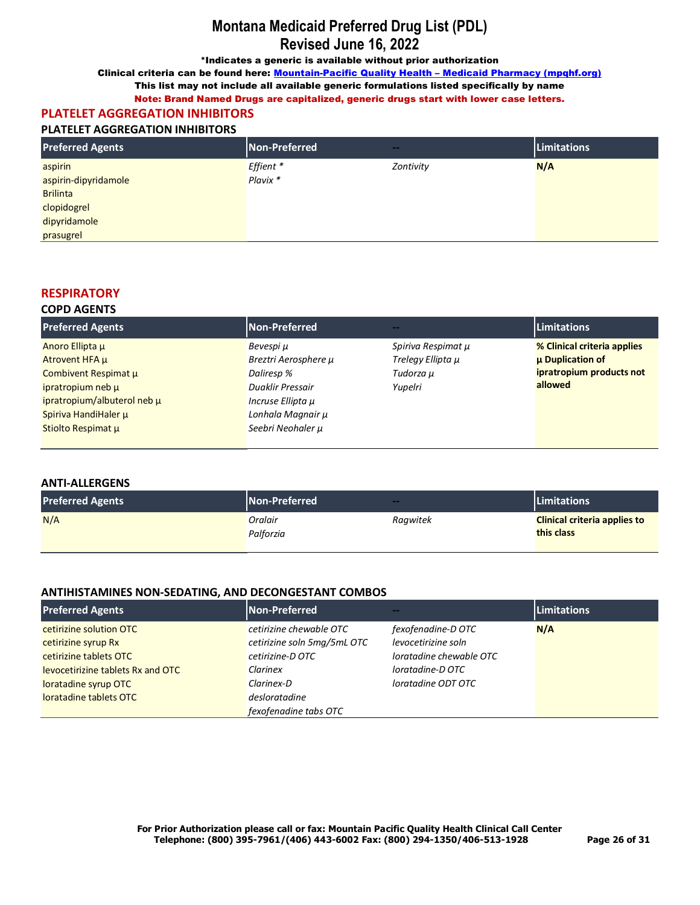# Montana Medicaid Preferred Drug List (PDL)
# Revised June 16, 2022

**\*Indicates a generic is available without prior authorization**

**Clinical criteria can be found here: [Mountain-Pacific Quality Health – Medicaid Pharmacy (mpqhf.org)](mpqhf.org)**

**This list may not include all available generic formulations listed specifically by name**

**Note: Brand Named Drugs are capitalized, generic drugs start with lower case letters.**

## PLATELET AGGREGATION INHIBITORS

### PLATELET AGGREGATION INHIBITORS

| Preferred Agents | Non-Preferred | -- | Limitations |
|---|---|---|---|
| aspirin<br>aspirin-dipyridamole<br>Brilinta<br>clopidogrel<br>dipyridamole<br>prasugrel | *Effient \**<br>*Plavix \** | *Zontivity* | **N/A** |

## RESPIRATORY

### COPD AGENTS

| Preferred Agents | Non-Preferred | -- | Limitations |
|---|---|---|---|
| Anoro Ellipta µ<br>Atrovent HFA µ<br>Combivent Respimat µ<br>ipratropium neb µ<br>ipratropium/albuterol neb µ<br>Spiriva HandiHaler µ<br>Stiolto Respimat µ | *Bevespi µ*<br>*Breztri Aerosphere µ*<br>*Daliresp %*<br>*Duaklir Pressair*<br>*Incruse Ellipta µ*<br>*Lonhala Magnair µ*<br>*Seebri Neohaler µ* | *Spiriva Respimat µ*<br>*Trelegy Ellipta µ*<br>*Tudorza µ*<br>*Yupelri* | **% Clinical criteria applies**<br>**µ Duplication of ipratropium products not allowed** |

### ANTI-ALLERGENS

| Preferred Agents | Non-Preferred | -- | Limitations |
|---|---|---|---|
| N/A | *Oralair*<br>*Palforzia* | *Ragwitek* | **Clinical criteria applies to this class** |

### ANTIHISTAMINES NON-SEDATING, AND DECONGESTANT COMBOS

| Preferred Agents | Non-Preferred | -- | Limitations |
|---|---|---|---|
| cetirizine solution OTC<br>cetirizine syrup Rx<br>cetirizine tablets OTC<br>levocetirizine tablets Rx and OTC<br>loratadine syrup OTC<br>loratadine tablets OTC | *cetirizine chewable OTC*<br>*cetirizine soln 5mg/5mL OTC*<br>*cetirizine-D OTC*<br>*Clarinex*<br>*Clarinex-D*<br>*desloratadine*<br>*fexofenadine tabs OTC* | *fexofenadine-D OTC*<br>*levocetirizine soln*<br>*loratadine chewable OTC*<br>*loratadine-D OTC*<br>*loratadine ODT OTC* | **N/A** |

**For Prior Authorization please call or fax: Mountain Pacific Quality Health Clinical Call Center**
**Telephone: (800) 395-7961/(406) 443-6002 Fax: (800) 294-1350/406-513-1928**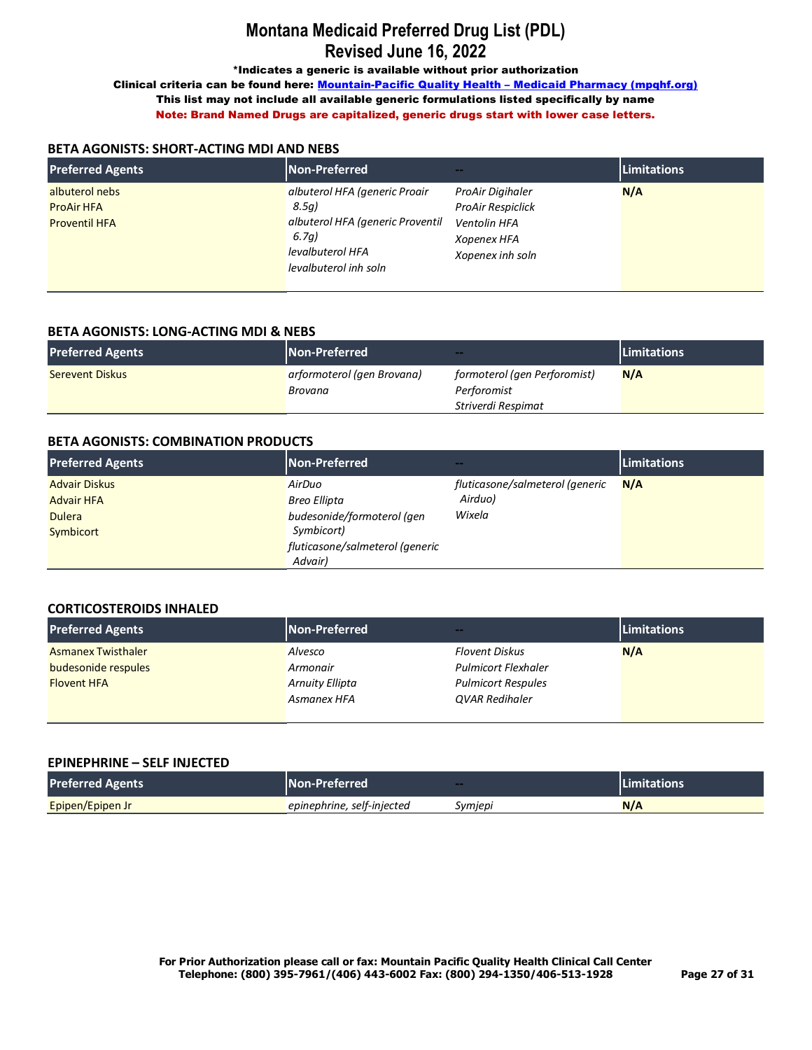# Montana Medicaid Preferred Drug List (PDL)
# Revised June 16, 2022

**\*Indicates a generic is available without prior authorization**

**Clinical criteria can be found here: Mountain-Pacific Quality Health – Medicaid Pharmacy (mpqhf.org)**

**This list may not include all available generic formulations listed specifically by name**

**Note: Brand Named Drugs are capitalized, generic drugs start with lower case letters.**

## BETA AGONISTS: SHORT-ACTING MDI AND NEBS

| Preferred Agents | Non-Preferred | -- | Limitations |
|---|---|---|---|
| albuterol nebs<br>ProAir HFA<br>Proventil HFA | *albuterol HFA (generic Proair 8.5g)*<br>*albuterol HFA (generic Proventil 6.7g)*<br>*levalbuterol HFA*<br>*levalbuterol inh soln* | *ProAir Digihaler*<br>*ProAir Respiclick*<br>*Ventolin HFA*<br>*Xopenex HFA*<br>*Xopenex inh soln* | **N/A** |

## BETA AGONISTS: LONG-ACTING MDI & NEBS

| Preferred Agents | Non-Preferred | -- | Limitations |
|---|---|---|---|
| Serevent Diskus | *arformoterol (gen Brovana)*<br>*Brovana* | *formoterol (gen Perforomist)*<br>*Perforomist*<br>*Striverdi Respimat* | **N/A** |

## BETA AGONISTS: COMBINATION PRODUCTS

| Preferred Agents | Non-Preferred | -- | Limitations |
|---|---|---|---|
| Advair Diskus<br>Advair HFA<br>Dulera<br>Symbicort | *AirDuo*<br>*Breo Ellipta*<br>*budesonide/formoterol (gen Symbicort)*<br>*fluticasone/salmeterol (generic Advair)* | *fluticasone/salmeterol (generic Airduo)*<br>*Wixela* | **N/A** |

## CORTICOSTEROIDS INHALED

| Preferred Agents | Non-Preferred | -- | Limitations |
|---|---|---|---|
| Asmanex Twisthaler<br>budesonide respules<br>Flovent HFA | *Alvesco*<br>*Armonair*<br>*Arnuity Ellipta*<br>*Asmanex HFA* | *Flovent Diskus*<br>*Pulmicort Flexhaler*<br>*Pulmicort Respules*<br>*QVAR Redihaler* | **N/A** |

## EPINEPHRINE – SELF INJECTED

| Preferred Agents | Non-Preferred | -- | Limitations |
|---|---|---|---|
| Epipen/Epipen Jr | *epinephrine, self-injected* | *Symjepi* | **N/A** |

**For Prior Authorization please call or fax: Mountain Pacific Quality Health Clinical Call Center**
**Telephone: (800) 395-7961/(406) 443-6002 Fax: (800) 294-1350/406-513-1928**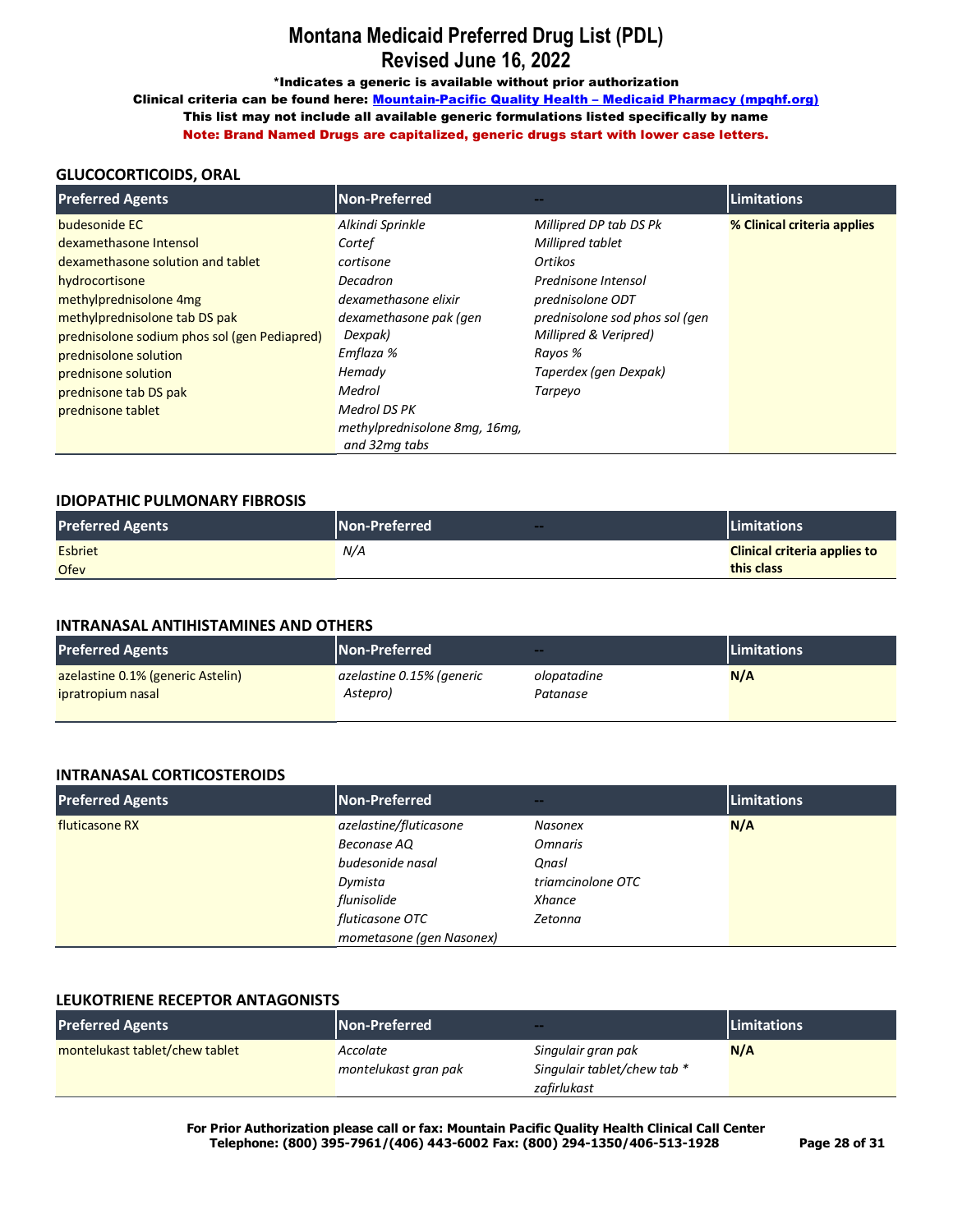# Montana Medicaid Preferred Drug List (PDL)
## Revised June 16, 2022

**\*Indicates a generic is available without prior authorization**

**Clinical criteria can be found here: [Mountain-Pacific Quality Health – Medicaid Pharmacy (mpqhf.org)]()**

**This list may not include all available generic formulations listed specifically by name**

**Note: Brand Named Drugs are capitalized, generic drugs start with lower case letters.**

### GLUCOCORTICOIDS, ORAL

| Preferred Agents | Non-Preferred | -- | Limitations |
|---|---|---|---|
| budesonide EC | *Alkindi Sprinkle* | *Millipred DP tab DS Pk* | **% Clinical criteria applies** |
| dexamethasone Intensol | *Cortef* | *Millipred tablet* | |
| dexamethasone solution and tablet | *cortisone* | *Ortikos* | |
| hydrocortisone | *Decadron* | *Prednisone Intensol* | |
| methylprednisolone 4mg | *dexamethasone elixir* | *prednisolone ODT* | |
| methylprednisolone tab DS pak | *dexamethasone pak (gen Dexpak)* | *prednisolone sod phos sol (gen Millipred & Veripred)* | |
| prednisolone sodium phos sol (gen Pediapred) | *Emflaza %* | *Rayos %* | |
| prednisolone solution | *Hemady* | *Taperdex (gen Dexpak)* | |
| prednisone solution | *Medrol* | *Tarpeyo* | |
| prednisone tab DS pak | *Medrol DS PK* | | |
| prednisone tablet | *methylprednisolone 8mg, 16mg, and 32mg tabs* | | |

### IDIOPATHIC PULMONARY FIBROSIS

| Preferred Agents | Non-Preferred | -- | Limitations |
|---|---|---|---|
| Esbriet | *N/A* | | **Clinical criteria applies to this class** |
| Ofev | | | |

### INTRANASAL ANTIHISTAMINES AND OTHERS

| Preferred Agents | Non-Preferred | -- | Limitations |
|---|---|---|---|
| azelastine 0.1% (generic Astelin) | *azelastine 0.15% (generic Astepro)* | *olopatadine* | **N/A** |
| ipratropium nasal | | *Patanase* | |

### INTRANASAL CORTICOSTEROIDS

| Preferred Agents | Non-Preferred | -- | Limitations |
|---|---|---|---|
| fluticasone RX | *azelastine/fluticasone* | *Nasonex* | **N/A** |
| | *Beconase AQ* | *Omnaris* | |
| | *budesonide nasal* | *Qnasl* | |
| | *Dymista* | *triamcinolone OTC* | |
| | *flunisolide* | *Xhance* | |
| | *fluticasone OTC* | *Zetonna* | |
| | *mometasone (gen Nasonex)* | | |

### LEUKOTRIENE RECEPTOR ANTAGONISTS

| Preferred Agents | Non-Preferred | -- | Limitations |
|---|---|---|---|
| montelukast tablet/chew tablet | *Accolate* | *Singulair gran pak* | **N/A** |
| | *montelukast gran pak* | *Singulair tablet/chew tab \** | |
| | | *zafirlukast* | |

**For Prior Authorization please call or fax: Mountain Pacific Quality Health Clinical Call Center**
**Telephone: (800) 395-7961/(406) 443-6002 Fax: (800) 294-1350/406-513-1928**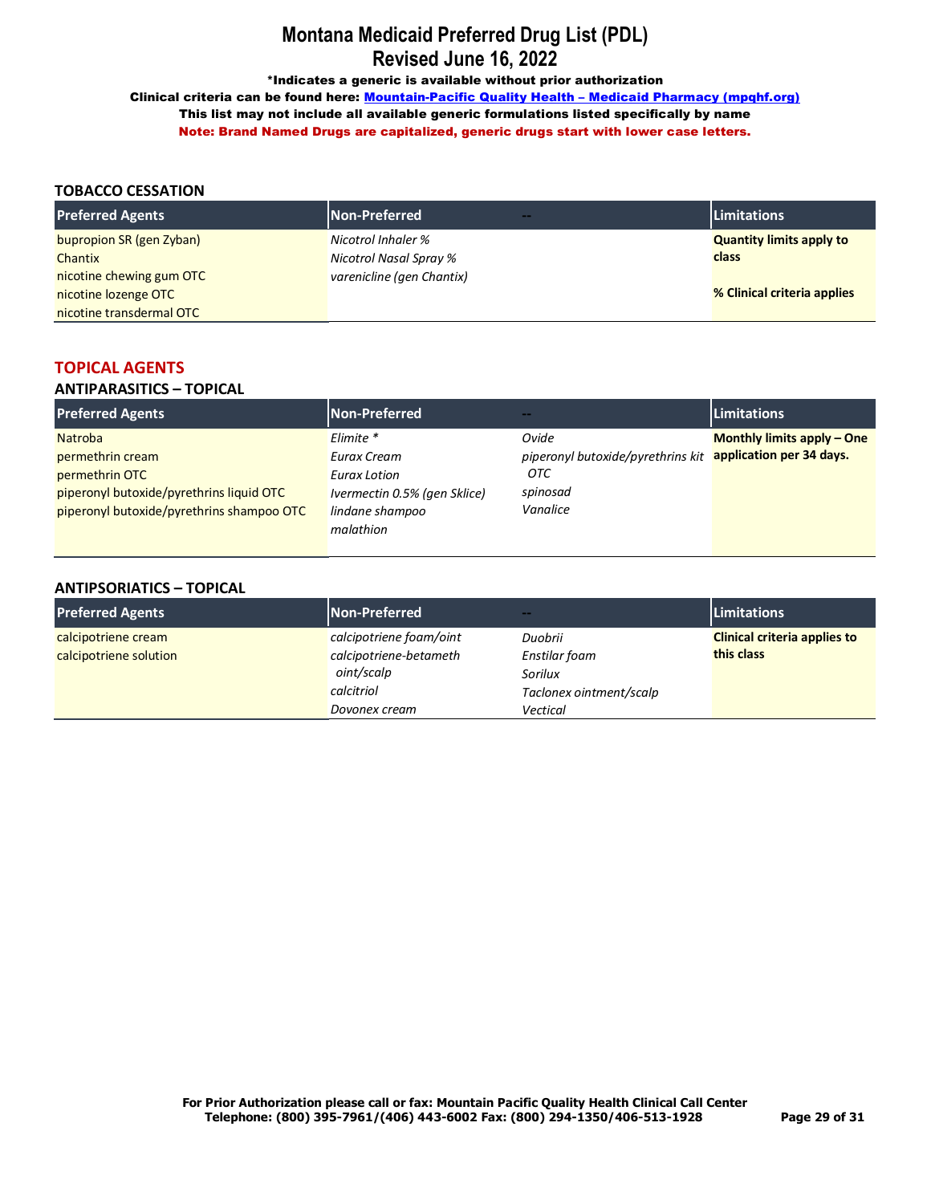# Montana Medicaid Preferred Drug List (PDL)
## Revised June 16, 2022

**\*Indicates a generic is available without prior authorization**

**Clinical criteria can be found here: [Mountain-Pacific Quality Health – Medicaid Pharmacy (mpqhf.org)]()**

**This list may not include all available generic formulations listed specifically by name**

**Note: Brand Named Drugs are capitalized, generic drugs start with lower case letters.**

### TOBACCO CESSATION

| Preferred Agents | Non-Preferred | -- | Limitations |
|---|---|---|---|
| bupropion SR (gen Zyban)<br>Chantix<br>nicotine chewing gum OTC<br>nicotine lozenge OTC<br>nicotine transdermal OTC | *Nicotrol Inhaler %*<br>*Nicotrol Nasal Spray %*<br>*varenicline (gen Chantix)* | | **Quantity limits apply to class**<br><br>**% Clinical criteria applies** |

## TOPICAL AGENTS

### ANTIPARASITICS – TOPICAL

| Preferred Agents | Non-Preferred | -- | Limitations |
|---|---|---|---|
| Natroba<br>permethrin cream<br>permethrin OTC<br>piperonyl butoxide/pyrethrins liquid OTC<br>piperonyl butoxide/pyrethrins shampoo OTC | *Elimite \**<br>*Eurax Cream*<br>*Eurax Lotion*<br>*Ivermectin 0.5% (gen Sklice)*<br>*lindane shampoo*<br>*malathion* | *Ovide*<br>*piperonyl butoxide/pyrethrins kit OTC*<br>*spinosad*<br>*Vanalice* | **Monthly limits apply – One application per 34 days.** |

### ANTIPSORIATICS – TOPICAL

| Preferred Agents | Non-Preferred | -- | Limitations |
|---|---|---|---|
| calcipotriene cream<br>calcipotriene solution | *calcipotriene foam/oint*<br>*calcipotriene-betameth oint/scalp*<br>*calcitriol*<br>*Dovonex cream* | *Duobrii*<br>*Enstilar foam*<br>*Sorilux*<br>*Taclonex ointment/scalp*<br>*Vectical* | **Clinical criteria applies to this class** |

**For Prior Authorization please call or fax: Mountain Pacific Quality Health Clinical Call Center**
**Telephone: (800) 395-7961/(406) 443-6002 Fax: (800) 294-1350/406-513-1928**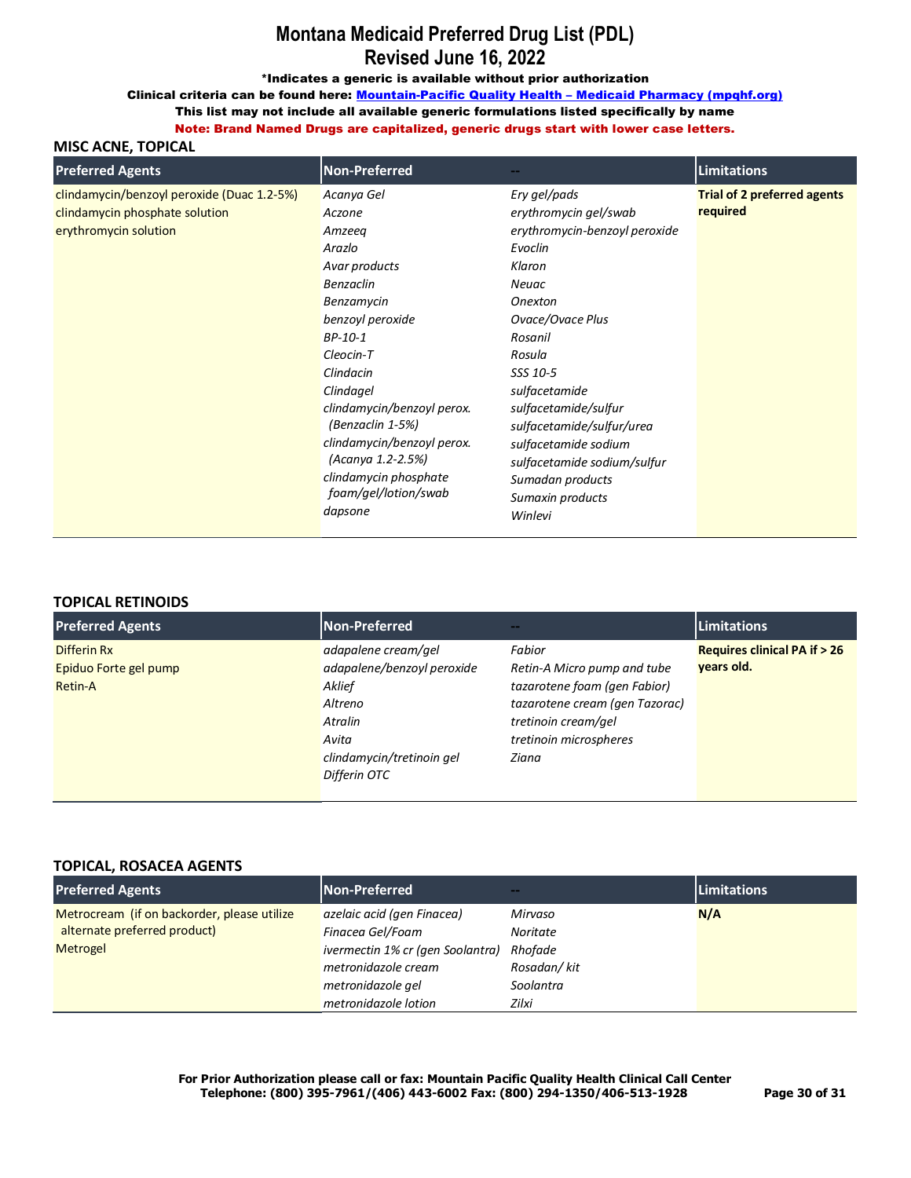# Montana Medicaid Preferred Drug List (PDL)
# Revised June 16, 2022

**\*Indicates a generic is available without prior authorization**

**Clinical criteria can be found here: Mountain-Pacific Quality Health – Medicaid Pharmacy (mpqhf.org)**

**This list may not include all available generic formulations listed specifically by name**

**Note: Brand Named Drugs are capitalized, generic drugs start with lower case letters.**

## MISC ACNE, TOPICAL

| Preferred Agents | Non-Preferred | -- | Limitations |
|---|---|---|---|
| clindamycin/benzoyl peroxide (Duac 1.2-5%) | *Acanya Gel* | *Ery gel/pads* | **Trial of 2 preferred agents required** |
| clindamycin phosphate solution | *Aczone* | *erythromycin gel/swab* | |
| erythromycin solution | *Amzeeq* | *erythromycin-benzoyl peroxide* | |
| | *Arazlo* | *Evoclin* | |
| | *Avar products* | *Klaron* | |
| | *Benzaclin* | *Neuac* | |
| | *Benzamycin* | *Onexton* | |
| | *benzoyl peroxide* | *Ovace/Ovace Plus* | |
| | *BP-10-1* | *Rosanil* | |
| | *Cleocin-T* | *Rosula* | |
| | *Clindacin* | *SSS 10-5* | |
| | *Clindagel* | *sulfacetamide* | |
| | *clindamycin/benzoyl perox. (Benzaclin 1-5%)* | *sulfacetamide/sulfur* | |
| | *clindamycin/benzoyl perox. (Acanya 1.2-2.5%)* | *sulfacetamide/sulfur/urea* | |
| | *clindamycin phosphate foam/gel/lotion/swab* | *sulfacetamide sodium* | |
| | *dapsone* | *sulfacetamide sodium/sulfur* | |
| | | *Sumadan products* | |
| | | *Sumaxin products* | |
| | | *Winlevi* | |

## TOPICAL RETINOIDS

| Preferred Agents | Non-Preferred | -- | Limitations |
|---|---|---|---|
| Differin Rx | *adapalene cream/gel* | *Fabior* | **Requires clinical PA if > 26 years old.** |
| Epiduo Forte gel pump | *adapalene/benzoyl peroxide* | *Retin-A Micro pump and tube* | |
| Retin-A | *Aklief* | *tazarotene foam (gen Fabior)* | |
| | *Altreno* | *tazarotene cream (gen Tazorac)* | |
| | *Atralin* | *tretinoin cream/gel* | |
| | *Avita* | *tretinoin microspheres* | |
| | *clindamycin/tretinoin gel* | *Ziana* | |
| | *Differin OTC* | | |

## TOPICAL, ROSACEA AGENTS

| Preferred Agents | Non-Preferred | -- | Limitations |
|---|---|---|---|
| Metrocream (if on backorder, please utilize alternate preferred product) | *azelaic acid (gen Finacea)* | *Mirvaso* | **N/A** |
| Metrogel | *Finacea Gel/Foam* | *Noritate* | |
| | *ivermectin 1% cr (gen Soolantra)* | *Rhofade* | |
| | *metronidazole cream* | *Rosadan/ kit* | |
| | *metronidazole gel* | *Soolantra* | |
| | *metronidazole lotion* | *Zilxi* | |

**For Prior Authorization please call or fax: Mountain Pacific Quality Health Clinical Call Center**
**Telephone: (800) 395-7961/(406) 443-6002 Fax: (800) 294-1350/406-513-1928**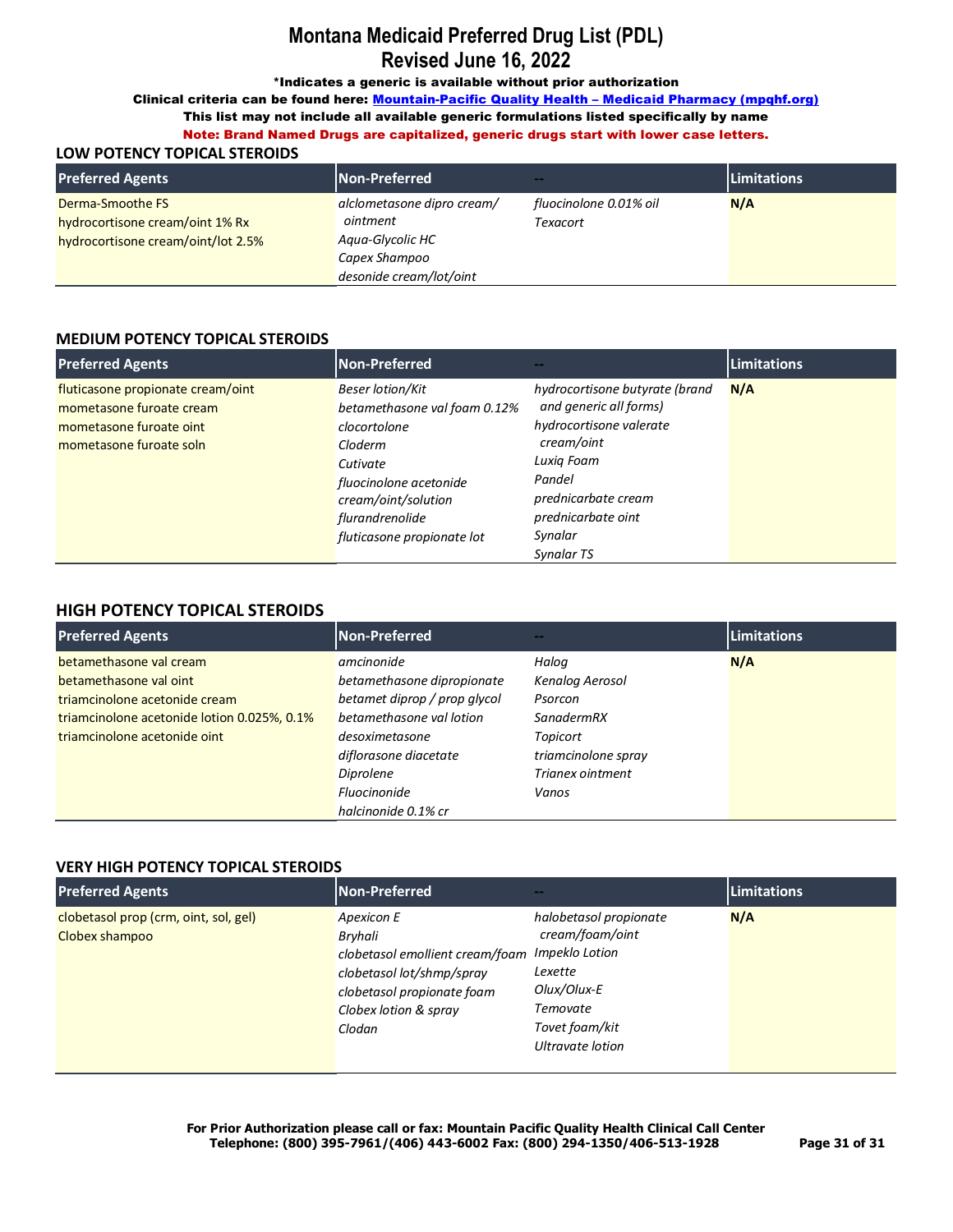# Montana Medicaid Preferred Drug List (PDL)
# Revised June 16, 2022

**\*Indicates a generic is available without prior authorization**

**Clinical criteria can be found here: Mountain-Pacific Quality Health – Medicaid Pharmacy (mpqhf.org)**

**This list may not include all available generic formulations listed specifically by name**

**Note: Brand Named Drugs are capitalized, generic drugs start with lower case letters.**

## LOW POTENCY TOPICAL STEROIDS

| Preferred Agents | Non-Preferred | -- | Limitations |
|---|---|---|---|
| Derma-Smoothe FS<br>hydrocortisone cream/oint 1% Rx<br>hydrocortisone cream/oint/lot 2.5% | *alclometasone dipro cream/ ointment*<br>*Aqua-Glycolic HC*<br>*Capex Shampoo*<br>*desonide cream/lot/oint* | *fluocinolone 0.01% oil*<br>*Texacort* | **N/A** |

## MEDIUM POTENCY TOPICAL STEROIDS

| Preferred Agents | Non-Preferred | -- | Limitations |
|---|---|---|---|
| fluticasone propionate cream/oint<br>mometasone furoate cream<br>mometasone furoate oint<br>mometasone furoate soln | *Beser lotion/Kit*<br>*betamethasone val foam 0.12%*<br>*clocortolone*<br>*Cloderm*<br>*Cutivate*<br>*fluocinolone acetonide cream/oint/solution*<br>*flurandrenolide*<br>*fluticasone propionate lot* | *hydrocortisone butyrate (brand and generic all forms)*<br>*hydrocortisone valerate cream/oint*<br>*Luxiq Foam*<br>*Pandel*<br>*prednicarbate cream*<br>*prednicarbate oint*<br>*Synalar*<br>*Synalar TS* | **N/A** |

## HIGH POTENCY TOPICAL STEROIDS

| Preferred Agents | Non-Preferred | -- | Limitations |
|---|---|---|---|
| betamethasone val cream<br>betamethasone val oint<br>triamcinolone acetonide cream<br>triamcinolone acetonide lotion 0.025%, 0.1%<br>triamcinolone acetonide oint | *amcinonide*<br>*betamethasone dipropionate*<br>*betamet diprop / prop glycol*<br>*betamethasone val lotion*<br>*desoximetasone*<br>*diflorasone diacetate*<br>*Diprolene*<br>*Fluocinonide*<br>*halcinonide 0.1% cr* | *Halog*<br>*Kenalog Aerosol*<br>*Psorcon*<br>*SanadermRX*<br>*Topicort*<br>*triamcinolone spray*<br>*Trianex ointment*<br>*Vanos* | **N/A** |

## VERY HIGH POTENCY TOPICAL STEROIDS

| Preferred Agents | Non-Preferred | -- | Limitations |
|---|---|---|---|
| clobetasol prop (crm, oint, sol, gel)<br>Clobex shampoo | *Apexicon E*<br>*Bryhali*<br>*clobetasol emollient cream/foam*<br>*clobetasol lot/shmp/spray*<br>*clobetasol propionate foam*<br>*Clobex lotion & spray*<br>*Clodan* | *halobetasol propionate cream/foam/oint*<br>*Impeklo Lotion*<br>*Lexette*<br>*Olux/Olux-E*<br>*Temovate*<br>*Tovet foam/kit*<br>*Ultravate lotion* | **N/A** |

**For Prior Authorization please call or fax: Mountain Pacific Quality Health Clinical Call Center**
**Telephone: (800) 395-7961/(406) 443-6002 Fax: (800) 294-1350/406-513-1928**